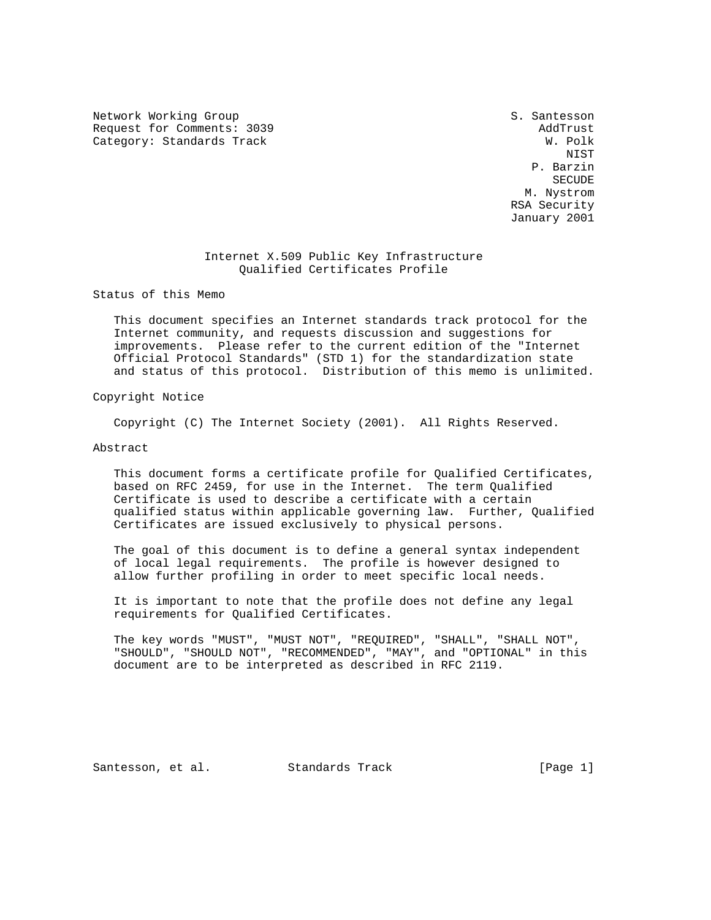Network Working Group S. Santesson
Request for Comments: 3039 AddTrust
Category: Standards Track W. Polk
NIST
P. Barzin
SECUDE
M. Nystrom
RSA Security
January 2001

# Internet X.509 Public Key Infrastructure Qualified Certificates Profile

## Status of this Memo

This document specifies an Internet standards track protocol for the Internet community, and requests discussion and suggestions for improvements. Please refer to the current edition of the "Internet Official Protocol Standards" (STD 1) for the standardization state and status of this protocol. Distribution of this memo is unlimited.

## Copyright Notice

Copyright (C) The Internet Society (2001). All Rights Reserved.

## Abstract

This document forms a certificate profile for Qualified Certificates, based on RFC 2459, for use in the Internet. The term Qualified Certificate is used to describe a certificate with a certain qualified status within applicable governing law. Further, Qualified Certificates are issued exclusively to physical persons.

The goal of this document is to define a general syntax independent of local legal requirements. The profile is however designed to allow further profiling in order to meet specific local needs.

It is important to note that the profile does not define any legal requirements for Qualified Certificates.

The key words "MUST", "MUST NOT", "REQUIRED", "SHALL", "SHALL NOT", "SHOULD", "SHOULD NOT", "RECOMMENDED", "MAY", and "OPTIONAL" in this document are to be interpreted as described in RFC 2119.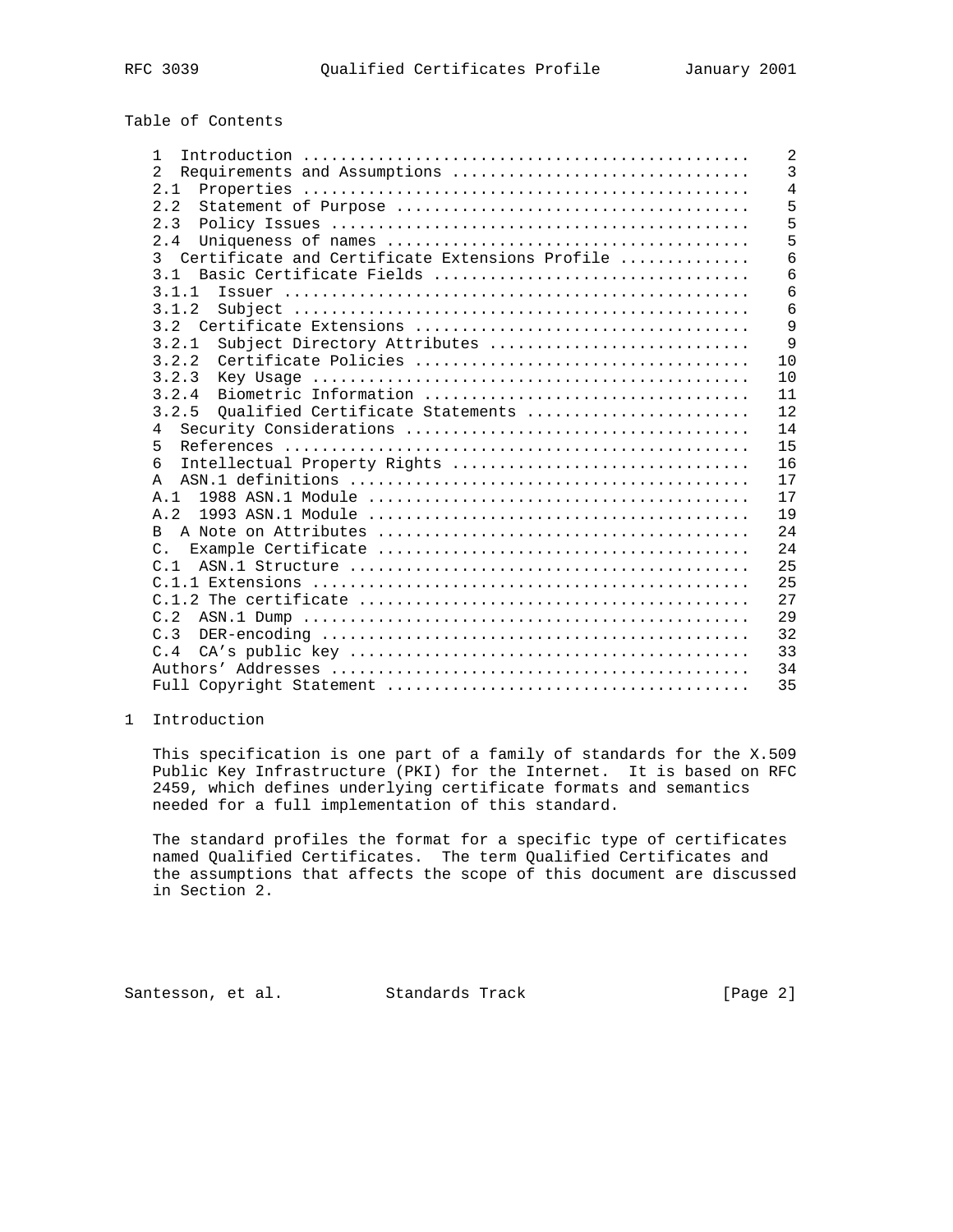Table of Contents

```
   1  Introduction ................................................    2
   2  Requirements and Assumptions ...............................    3
   2.1  Properties ...............................................    4
   2.2  Statement of Purpose .....................................    5
   2.3  Policy Issues ............................................    5
   2.4  Uniqueness of names ......................................    5
   3  Certificate and Certificate Extensions Profile .............    6
   3.1  Basic Certificate Fields .................................    6
   3.1.1  Issuer .................................................    6
   3.1.2  Subject ................................................    6
   3.2  Certificate Extensions ...................................    9
   3.2.1  Subject Directory Attributes ...........................    9
   3.2.2  Certificate Policies ...................................   10
   3.2.3  Key Usage ..............................................   10
   3.2.4  Biometric Information ..................................   11
   3.2.5  Qualified Certificate Statements .......................   12
   4  Security Considerations ....................................   14
   5  References .................................................   15
   6  Intellectual Property Rights ...............................   16
   A  ASN.1 definitions ..........................................   17
   A.1  1988 ASN.1 Module ........................................   17
   A.2  1993 ASN.1 Module ........................................   19
   B  A Note on Attributes .......................................   24
   C.  Example Certificate .......................................   24
   C.1  ASN.1 Structure ..........................................   25
   C.1.1 Extensions ..............................................   25
   C.1.2 The certificate .........................................   27
   C.2  ASN.1 Dump ...............................................   29
   C.3  DER-encoding .............................................   32
   C.4  CA's public key ..........................................   33
   Authors' Addresses ............................................   34
   Full Copyright Statement ......................................   35
```

## 1 Introduction

This specification is one part of a family of standards for the X.509 Public Key Infrastructure (PKI) for the Internet. It is based on RFC 2459, which defines underlying certificate formats and semantics needed for a full implementation of this standard.

The standard profiles the format for a specific type of certificates named Qualified Certificates. The term Qualified Certificates and the assumptions that affects the scope of this document are discussed in Section 2.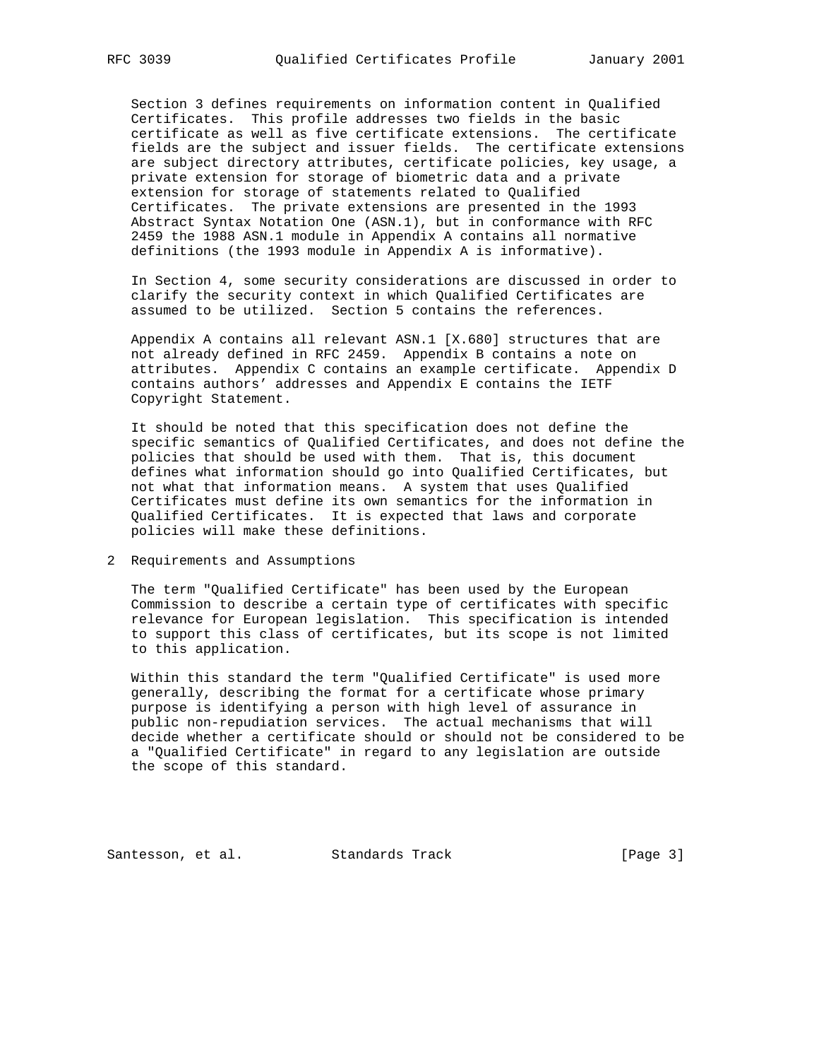Section 3 defines requirements on information content in Qualified Certificates. This profile addresses two fields in the basic certificate as well as five certificate extensions. The certificate fields are the subject and issuer fields. The certificate extensions are subject directory attributes, certificate policies, key usage, a private extension for storage of biometric data and a private extension for storage of statements related to Qualified Certificates. The private extensions are presented in the 1993 Abstract Syntax Notation One (ASN.1), but in conformance with RFC 2459 the 1988 ASN.1 module in Appendix A contains all normative definitions (the 1993 module in Appendix A is informative).

In Section 4, some security considerations are discussed in order to clarify the security context in which Qualified Certificates are assumed to be utilized. Section 5 contains the references.

Appendix A contains all relevant ASN.1 [X.680] structures that are not already defined in RFC 2459. Appendix B contains a note on attributes. Appendix C contains an example certificate. Appendix D contains authors' addresses and Appendix E contains the IETF Copyright Statement.

It should be noted that this specification does not define the specific semantics of Qualified Certificates, and does not define the policies that should be used with them. That is, this document defines what information should go into Qualified Certificates, but not what that information means. A system that uses Qualified Certificates must define its own semantics for the information in Qualified Certificates. It is expected that laws and corporate policies will make these definitions.

## 2 Requirements and Assumptions

The term "Qualified Certificate" has been used by the European Commission to describe a certain type of certificates with specific relevance for European legislation. This specification is intended to support this class of certificates, but its scope is not limited to this application.

Within this standard the term "Qualified Certificate" is used more generally, describing the format for a certificate whose primary purpose is identifying a person with high level of assurance in public non-repudiation services. The actual mechanisms that will decide whether a certificate should or should not be considered to be a "Qualified Certificate" in regard to any legislation are outside the scope of this standard.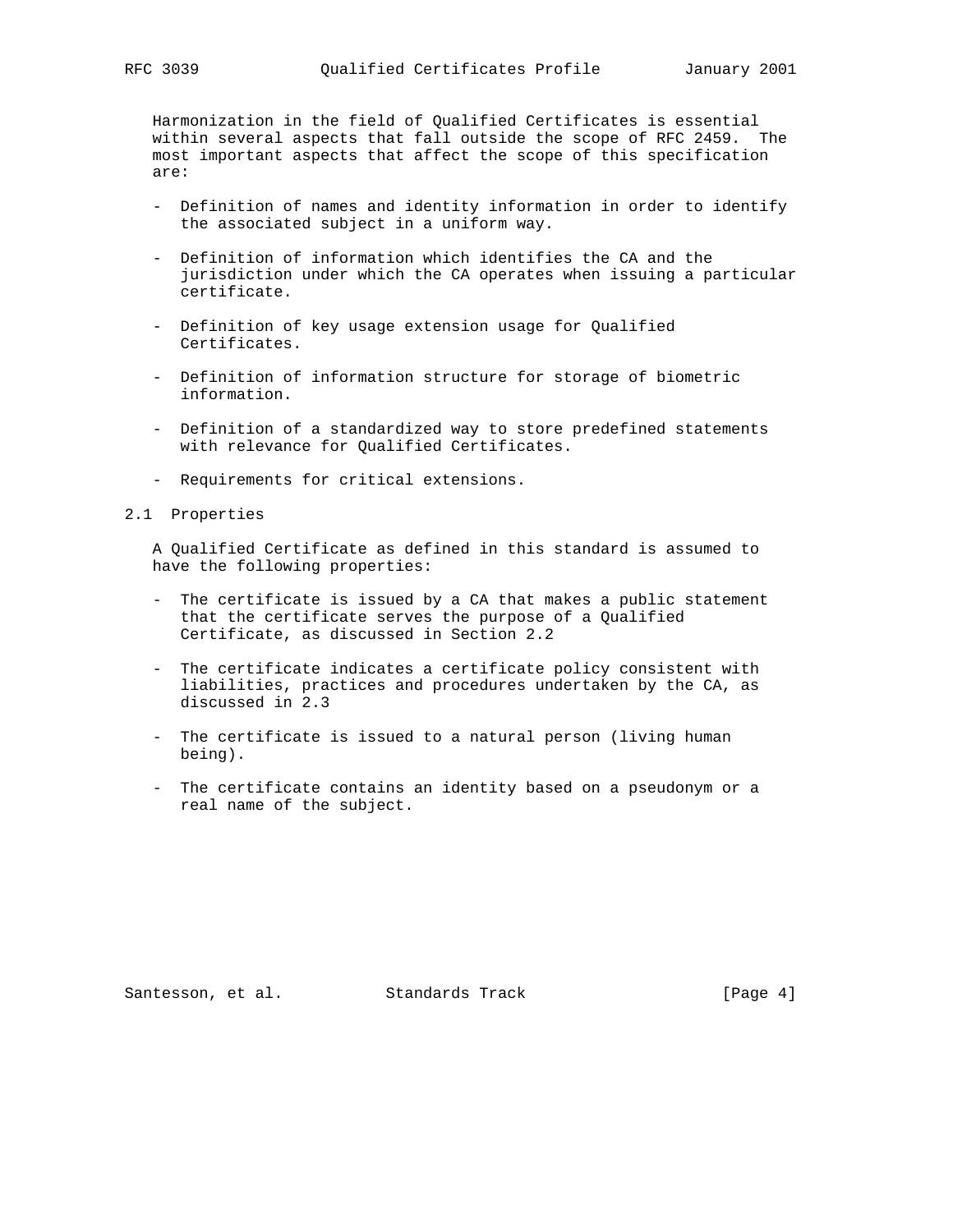Harmonization in the field of Qualified Certificates is essential within several aspects that fall outside the scope of RFC 2459. The most important aspects that affect the scope of this specification are:

- Definition of names and identity information in order to identify the associated subject in a uniform way.
- Definition of information which identifies the CA and the jurisdiction under which the CA operates when issuing a particular certificate.
- Definition of key usage extension usage for Qualified Certificates.
- Definition of information structure for storage of biometric information.
- Definition of a standardized way to store predefined statements with relevance for Qualified Certificates.
- Requirements for critical extensions.

## 2.1 Properties

A Qualified Certificate as defined in this standard is assumed to have the following properties:

- The certificate is issued by a CA that makes a public statement that the certificate serves the purpose of a Qualified Certificate, as discussed in Section 2.2
- The certificate indicates a certificate policy consistent with liabilities, practices and procedures undertaken by the CA, as discussed in 2.3
- The certificate is issued to a natural person (living human being).
- The certificate contains an identity based on a pseudonym or a real name of the subject.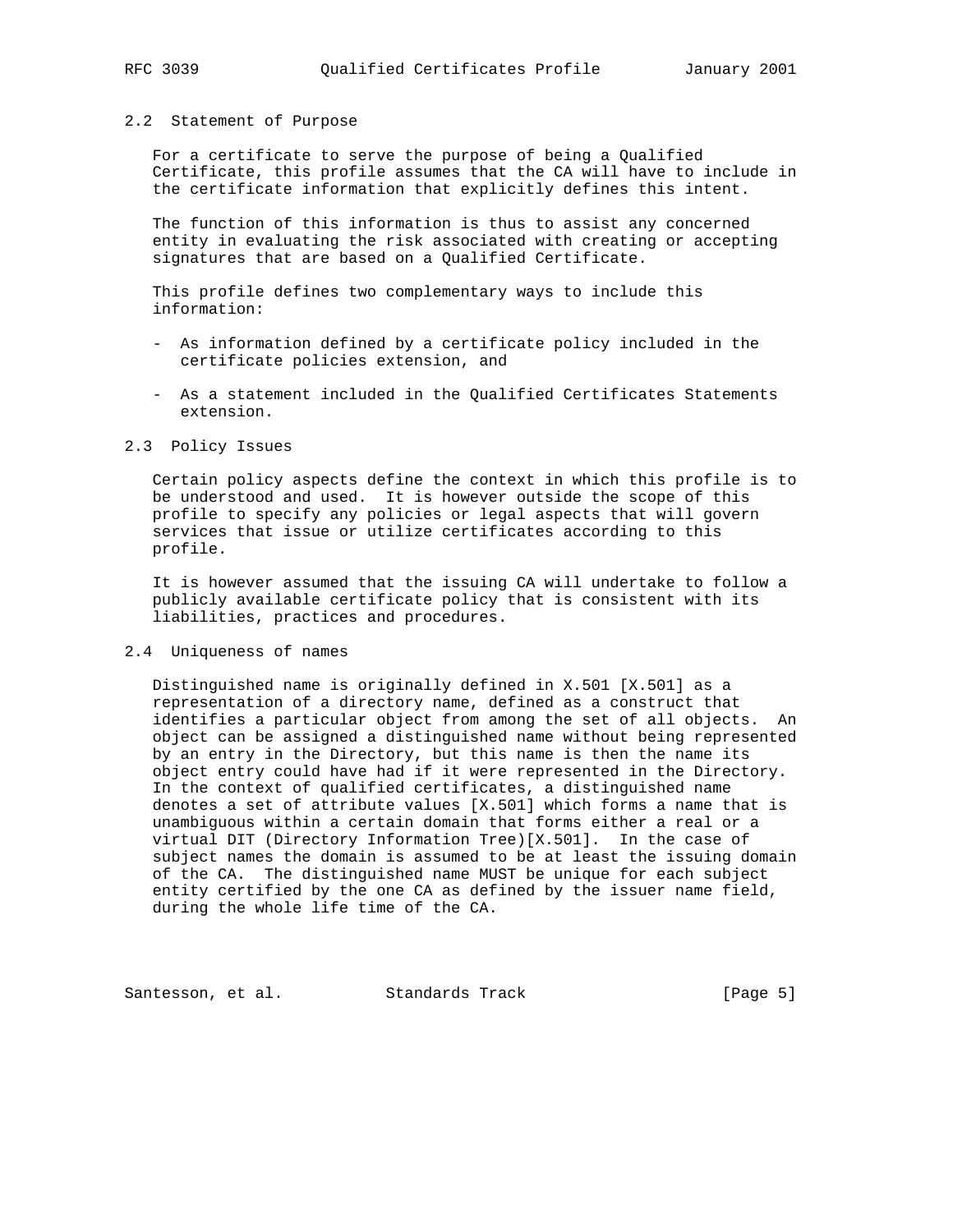### 2.2 Statement of Purpose

For a certificate to serve the purpose of being a Qualified Certificate, this profile assumes that the CA will have to include in the certificate information that explicitly defines this intent.

The function of this information is thus to assist any concerned entity in evaluating the risk associated with creating or accepting signatures that are based on a Qualified Certificate.

This profile defines two complementary ways to include this information:

- As information defined by a certificate policy included in the certificate policies extension, and

- As a statement included in the Qualified Certificates Statements extension.

### 2.3 Policy Issues

Certain policy aspects define the context in which this profile is to be understood and used. It is however outside the scope of this profile to specify any policies or legal aspects that will govern services that issue or utilize certificates according to this profile.

It is however assumed that the issuing CA will undertake to follow a publicly available certificate policy that is consistent with its liabilities, practices and procedures.

### 2.4 Uniqueness of names

Distinguished name is originally defined in X.501 [X.501] as a representation of a directory name, defined as a construct that identifies a particular object from among the set of all objects. An object can be assigned a distinguished name without being represented by an entry in the Directory, but this name is then the name its object entry could have had if it were represented in the Directory. In the context of qualified certificates, a distinguished name denotes a set of attribute values [X.501] which forms a name that is unambiguous within a certain domain that forms either a real or a virtual DIT (Directory Information Tree)[X.501]. In the case of subject names the domain is assumed to be at least the issuing domain of the CA. The distinguished name MUST be unique for each subject entity certified by the one CA as defined by the issuer name field, during the whole life time of the CA.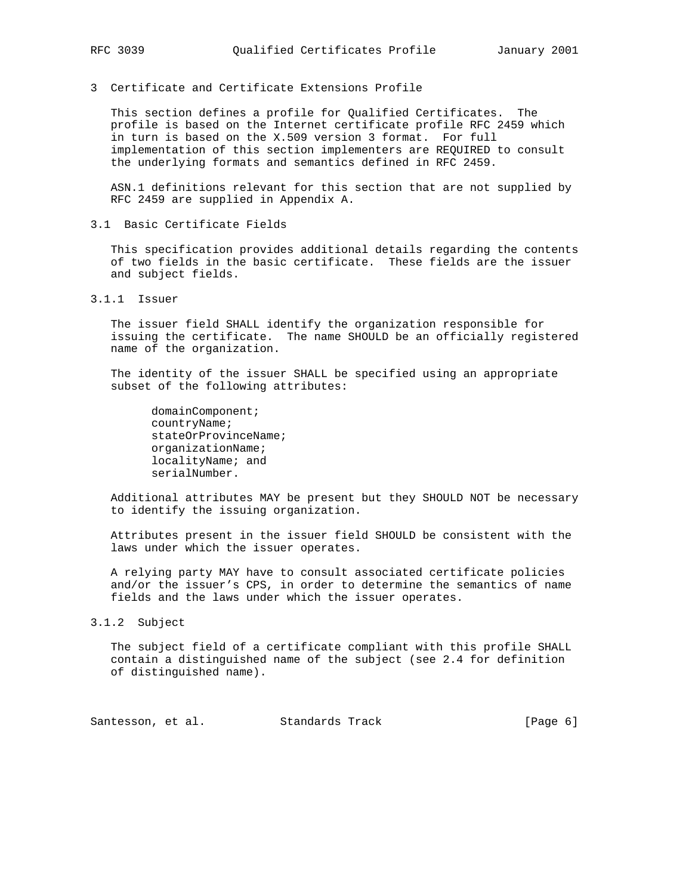## 3 Certificate and Certificate Extensions Profile

This section defines a profile for Qualified Certificates. The profile is based on the Internet certificate profile RFC 2459 which in turn is based on the X.509 version 3 format. For full implementation of this section implementers are REQUIRED to consult the underlying formats and semantics defined in RFC 2459.

ASN.1 definitions relevant for this section that are not supplied by RFC 2459 are supplied in Appendix A.

### 3.1 Basic Certificate Fields

This specification provides additional details regarding the contents of two fields in the basic certificate. These fields are the issuer and subject fields.

#### 3.1.1 Issuer

The issuer field SHALL identify the organization responsible for issuing the certificate. The name SHOULD be an officially registered name of the organization.

The identity of the issuer SHALL be specified using an appropriate subset of the following attributes:

```
domainComponent;
countryName;
stateOrProvinceName;
organizationName;
localityName; and
serialNumber.
```

Additional attributes MAY be present but they SHOULD NOT be necessary to identify the issuing organization.

Attributes present in the issuer field SHOULD be consistent with the laws under which the issuer operates.

A relying party MAY have to consult associated certificate policies and/or the issuer's CPS, in order to determine the semantics of name fields and the laws under which the issuer operates.

#### 3.1.2 Subject

The subject field of a certificate compliant with this profile SHALL contain a distinguished name of the subject (see 2.4 for definition of distinguished name).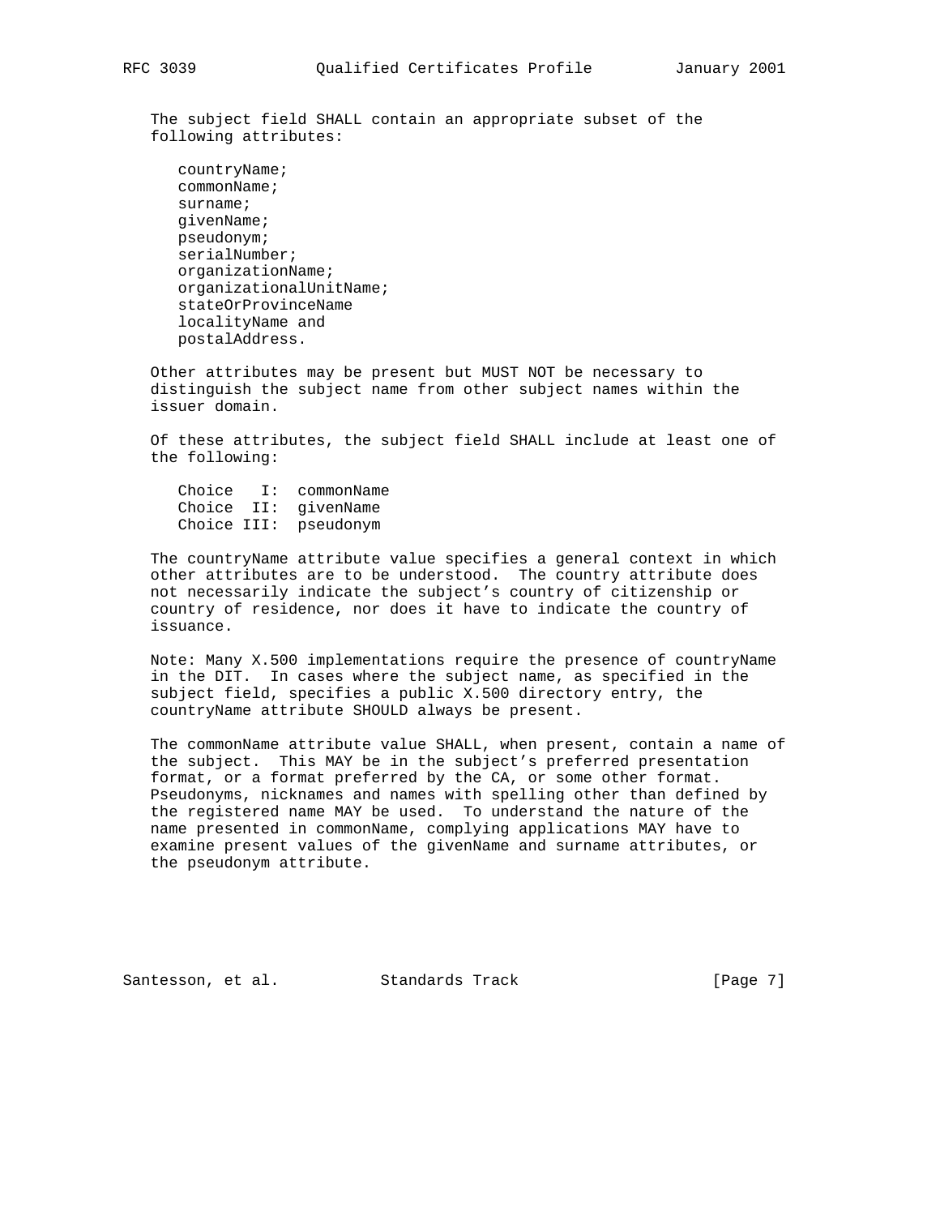The subject field SHALL contain an appropriate subset of the following attributes:

- countryName;
- commonName;
- surname;
- givenName;
- pseudonym;
- serialNumber;
- organizationName;
- organizationalUnitName;
- stateOrProvinceName
- localityName and
- postalAddress.

Other attributes may be present but MUST NOT be necessary to distinguish the subject name from other subject names within the issuer domain.

Of these attributes, the subject field SHALL include at least one of the following:

```
Choice   I:  commonName
Choice  II:  givenName
Choice III:  pseudonym
```

The countryName attribute value specifies a general context in which other attributes are to be understood. The country attribute does not necessarily indicate the subject's country of citizenship or country of residence, nor does it have to indicate the country of issuance.

Note: Many X.500 implementations require the presence of countryName in the DIT. In cases where the subject name, as specified in the subject field, specifies a public X.500 directory entry, the countryName attribute SHOULD always be present.

The commonName attribute value SHALL, when present, contain a name of the subject. This MAY be in the subject's preferred presentation format, or a format preferred by the CA, or some other format. Pseudonyms, nicknames and names with spelling other than defined by the registered name MAY be used. To understand the nature of the name presented in commonName, complying applications MAY have to examine present values of the givenName and surname attributes, or the pseudonym attribute.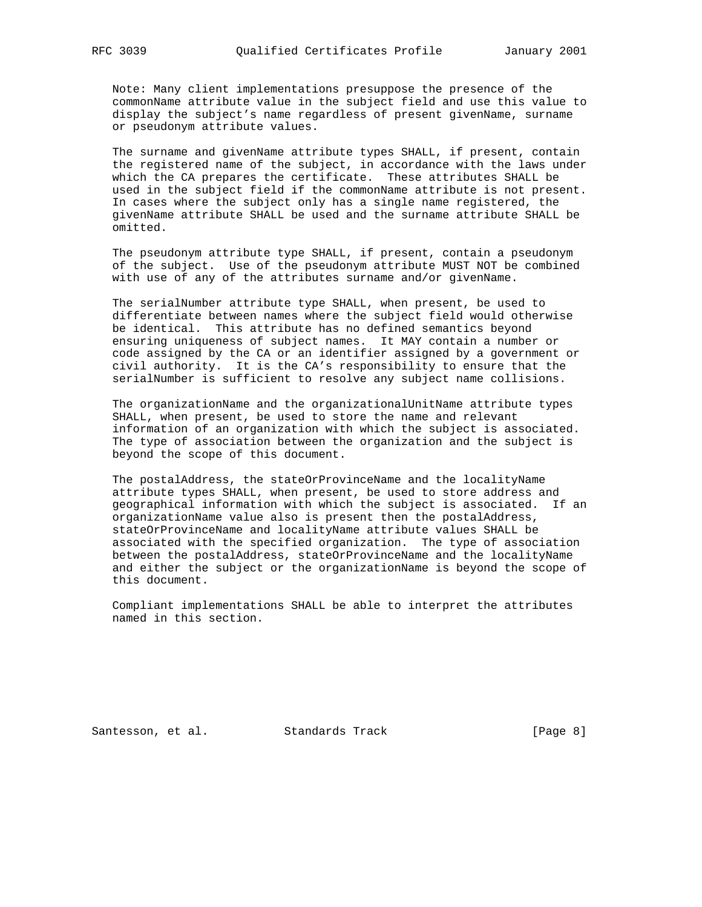Note: Many client implementations presuppose the presence of the commonName attribute value in the subject field and use this value to display the subject's name regardless of present givenName, surname or pseudonym attribute values.

The surname and givenName attribute types SHALL, if present, contain the registered name of the subject, in accordance with the laws under which the CA prepares the certificate. These attributes SHALL be used in the subject field if the commonName attribute is not present. In cases where the subject only has a single name registered, the givenName attribute SHALL be used and the surname attribute SHALL be omitted.

The pseudonym attribute type SHALL, if present, contain a pseudonym of the subject. Use of the pseudonym attribute MUST NOT be combined with use of any of the attributes surname and/or givenName.

The serialNumber attribute type SHALL, when present, be used to differentiate between names where the subject field would otherwise be identical. This attribute has no defined semantics beyond ensuring uniqueness of subject names. It MAY contain a number or code assigned by the CA or an identifier assigned by a government or civil authority. It is the CA's responsibility to ensure that the serialNumber is sufficient to resolve any subject name collisions.

The organizationName and the organizationalUnitName attribute types SHALL, when present, be used to store the name and relevant information of an organization with which the subject is associated. The type of association between the organization and the subject is beyond the scope of this document.

The postalAddress, the stateOrProvinceName and the localityName attribute types SHALL, when present, be used to store address and geographical information with which the subject is associated. If an organizationName value also is present then the postalAddress, stateOrProvinceName and localityName attribute values SHALL be associated with the specified organization. The type of association between the postalAddress, stateOrProvinceName and the localityName and either the subject or the organizationName is beyond the scope of this document.

Compliant implementations SHALL be able to interpret the attributes named in this section.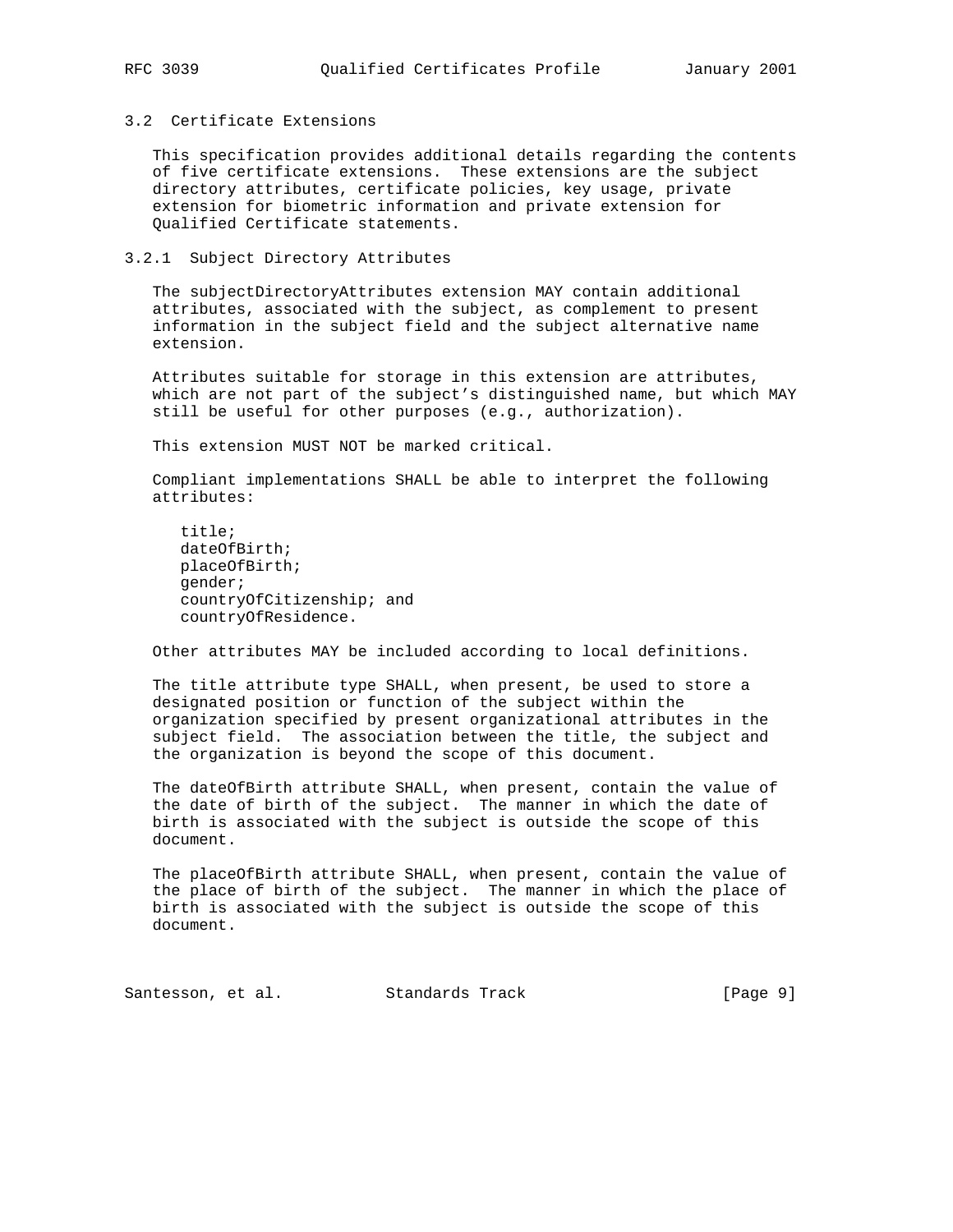## 3.2 Certificate Extensions

This specification provides additional details regarding the contents of five certificate extensions. These extensions are the subject directory attributes, certificate policies, key usage, private extension for biometric information and private extension for Qualified Certificate statements.

### 3.2.1 Subject Directory Attributes

The subjectDirectoryAttributes extension MAY contain additional attributes, associated with the subject, as complement to present information in the subject field and the subject alternative name extension.

Attributes suitable for storage in this extension are attributes, which are not part of the subject's distinguished name, but which MAY still be useful for other purposes (e.g., authorization).

This extension MUST NOT be marked critical.

Compliant implementations SHALL be able to interpret the following attributes:

```
title;
dateOfBirth;
placeOfBirth;
gender;
countryOfCitizenship; and
countryOfResidence.
```

Other attributes MAY be included according to local definitions.

The title attribute type SHALL, when present, be used to store a designated position or function of the subject within the organization specified by present organizational attributes in the subject field. The association between the title, the subject and the organization is beyond the scope of this document.

The dateOfBirth attribute SHALL, when present, contain the value of the date of birth of the subject. The manner in which the date of birth is associated with the subject is outside the scope of this document.

The placeOfBirth attribute SHALL, when present, contain the value of the place of birth of the subject. The manner in which the place of birth is associated with the subject is outside the scope of this document.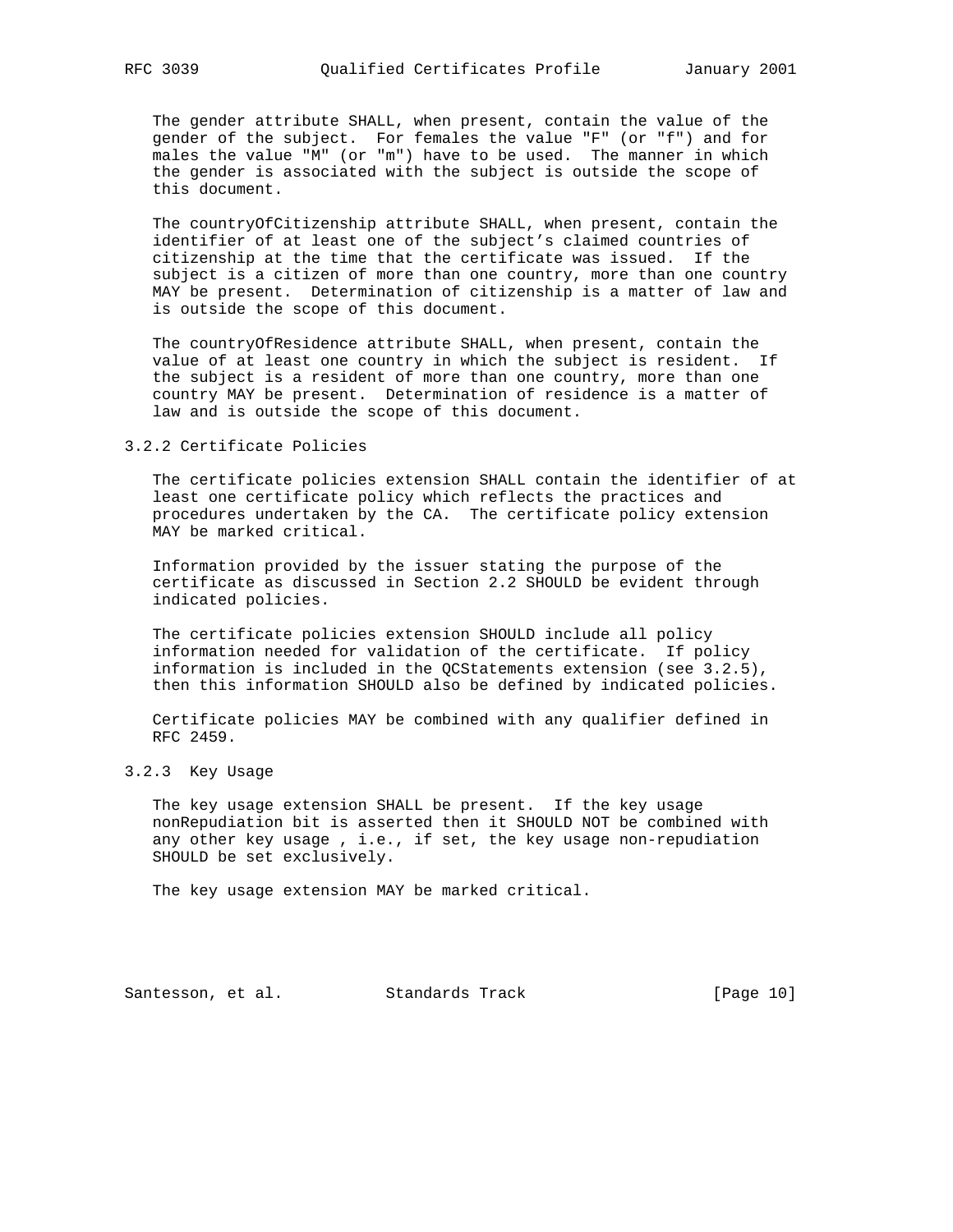The gender attribute SHALL, when present, contain the value of the gender of the subject. For females the value "F" (or "f") and for males the value "M" (or "m") have to be used. The manner in which the gender is associated with the subject is outside the scope of this document.

The countryOfCitizenship attribute SHALL, when present, contain the identifier of at least one of the subject's claimed countries of citizenship at the time that the certificate was issued. If the subject is a citizen of more than one country, more than one country MAY be present. Determination of citizenship is a matter of law and is outside the scope of this document.

The countryOfResidence attribute SHALL, when present, contain the value of at least one country in which the subject is resident. If the subject is a resident of more than one country, more than one country MAY be present. Determination of residence is a matter of law and is outside the scope of this document.

### 3.2.2 Certificate Policies

The certificate policies extension SHALL contain the identifier of at least one certificate policy which reflects the practices and procedures undertaken by the CA. The certificate policy extension MAY be marked critical.

Information provided by the issuer stating the purpose of the certificate as discussed in Section 2.2 SHOULD be evident through indicated policies.

The certificate policies extension SHOULD include all policy information needed for validation of the certificate. If policy information is included in the QCStatements extension (see 3.2.5), then this information SHOULD also be defined by indicated policies.

Certificate policies MAY be combined with any qualifier defined in RFC 2459.

### 3.2.3 Key Usage

The key usage extension SHALL be present. If the key usage nonRepudiation bit is asserted then it SHOULD NOT be combined with any other key usage , i.e., if set, the key usage non-repudiation SHOULD be set exclusively.

The key usage extension MAY be marked critical.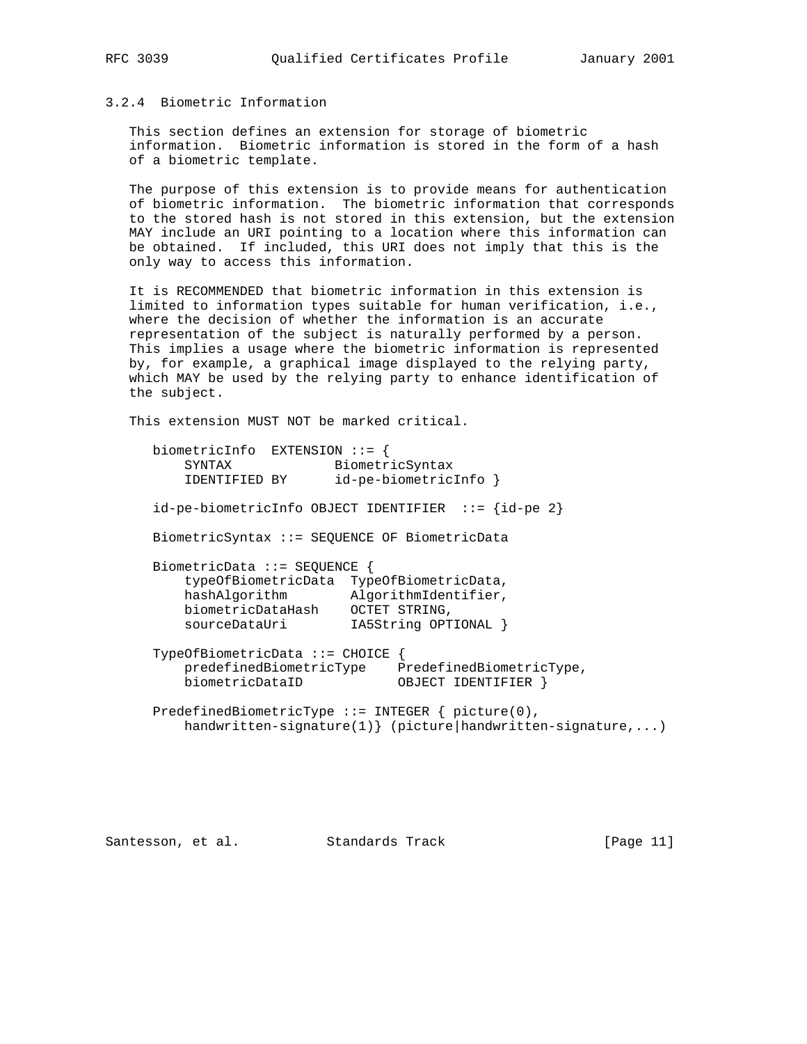### 3.2.4 Biometric Information

This section defines an extension for storage of biometric information. Biometric information is stored in the form of a hash of a biometric template.

The purpose of this extension is to provide means for authentication of biometric information. The biometric information that corresponds to the stored hash is not stored in this extension, but the extension MAY include an URI pointing to a location where this information can be obtained. If included, this URI does not imply that this is the only way to access this information.

It is RECOMMENDED that biometric information in this extension is limited to information types suitable for human verification, i.e., where the decision of whether the information is an accurate representation of the subject is naturally performed by a person. This implies a usage where the biometric information is represented by, for example, a graphical image displayed to the relying party, which MAY be used by the relying party to enhance identification of the subject.

This extension MUST NOT be marked critical.

```
biometricInfo  EXTENSION ::= {
    SYNTAX             BiometricSyntax
    IDENTIFIED BY      id-pe-biometricInfo }

id-pe-biometricInfo OBJECT IDENTIFIER  ::= {id-pe 2}

BiometricSyntax ::= SEQUENCE OF BiometricData

BiometricData ::= SEQUENCE {
    typeOfBiometricData  TypeOfBiometricData,
    hashAlgorithm        AlgorithmIdentifier,
    biometricDataHash    OCTET STRING,
    sourceDataUri        IA5String OPTIONAL }

TypeOfBiometricData ::= CHOICE {
    predefinedBiometricType    PredefinedBiometricType,
    biometricDataID            OBJECT IDENTIFIER }

PredefinedBiometricType ::= INTEGER { picture(0),
    handwritten-signature(1)} (picture|handwritten-signature,...)
```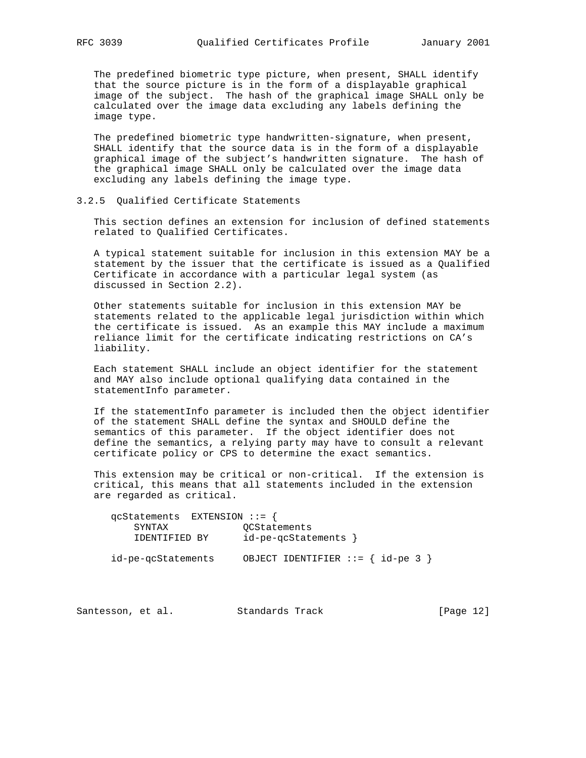The predefined biometric type picture, when present, SHALL identify that the source picture is in the form of a displayable graphical image of the subject. The hash of the graphical image SHALL only be calculated over the image data excluding any labels defining the image type.

The predefined biometric type handwritten-signature, when present, SHALL identify that the source data is in the form of a displayable graphical image of the subject's handwritten signature. The hash of the graphical image SHALL only be calculated over the image data excluding any labels defining the image type.

### 3.2.5 Qualified Certificate Statements

This section defines an extension for inclusion of defined statements related to Qualified Certificates.

A typical statement suitable for inclusion in this extension MAY be a statement by the issuer that the certificate is issued as a Qualified Certificate in accordance with a particular legal system (as discussed in Section 2.2).

Other statements suitable for inclusion in this extension MAY be statements related to the applicable legal jurisdiction within which the certificate is issued. As an example this MAY include a maximum reliance limit for the certificate indicating restrictions on CA's liability.

Each statement SHALL include an object identifier for the statement and MAY also include optional qualifying data contained in the statementInfo parameter.

If the statementInfo parameter is included then the object identifier of the statement SHALL define the syntax and SHOULD define the semantics of this parameter. If the object identifier does not define the semantics, a relying party may have to consult a relevant certificate policy or CPS to determine the exact semantics.

This extension may be critical or non-critical. If the extension is critical, this means that all statements included in the extension are regarded as critical.

```
qcStatements  EXTENSION ::= {
    SYNTAX             QCStatements
    IDENTIFIED BY      id-pe-qcStatements }

id-pe-qcStatements     OBJECT IDENTIFIER ::= { id-pe 3 }
```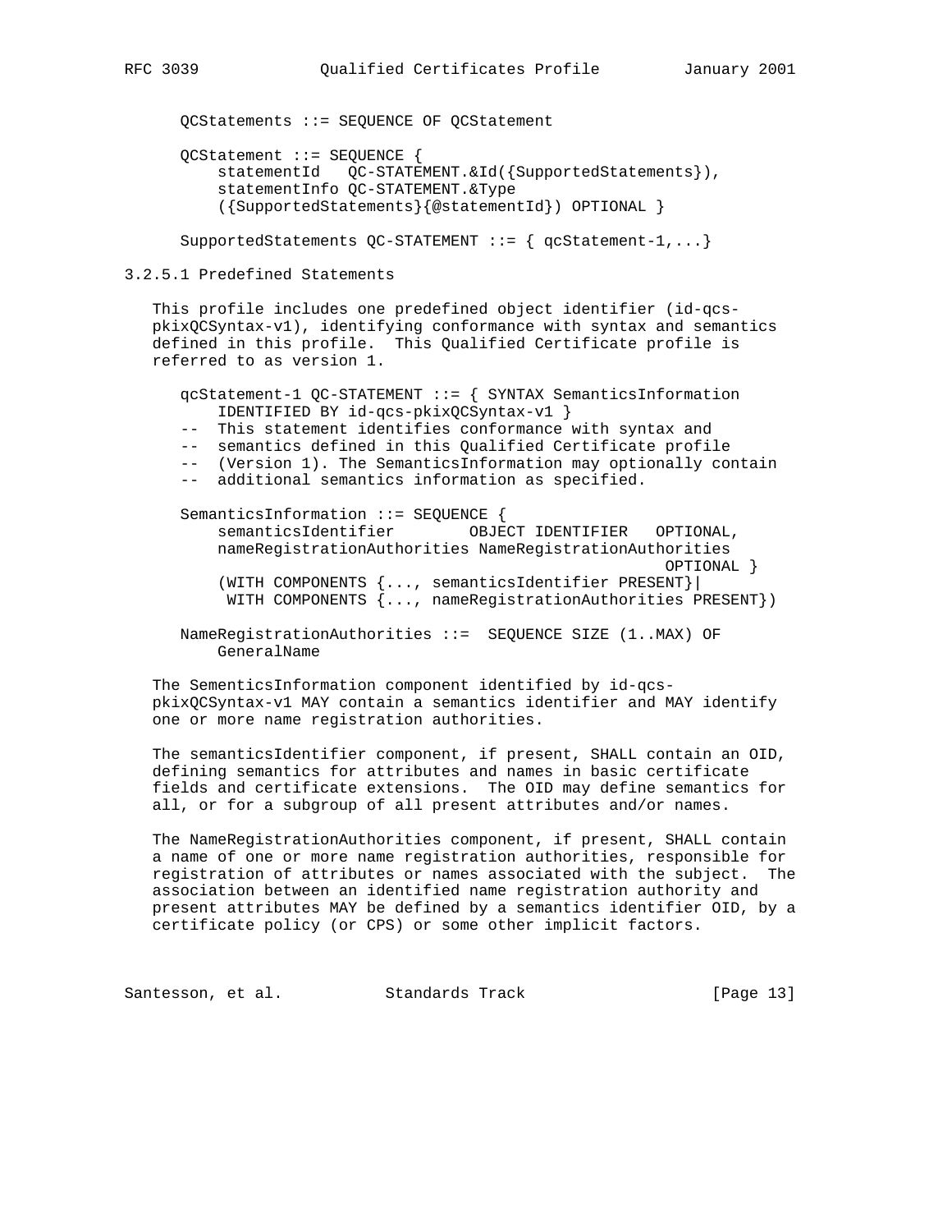```
QCStatements ::= SEQUENCE OF QCStatement

QCStatement ::= SEQUENCE {
    statementId   QC-STATEMENT.&Id({SupportedStatements}),
    statementInfo QC-STATEMENT.&Type
    ({SupportedStatements}{@statementId}) OPTIONAL }

SupportedStatements QC-STATEMENT ::= { qcStatement-1,...}
```

#### 3.2.5.1 Predefined Statements

This profile includes one predefined object identifier (id-qcs-pkixQCSyntax-v1), identifying conformance with syntax and semantics defined in this profile. This Qualified Certificate profile is referred to as version 1.

```
qcStatement-1 QC-STATEMENT ::= { SYNTAX SemanticsInformation
    IDENTIFIED BY id-qcs-pkixQCSyntax-v1 }
--  This statement identifies conformance with syntax and
--  semantics defined in this Qualified Certificate profile
--  (Version 1). The SemanticsInformation may optionally contain
--  additional semantics information as specified.

SemanticsInformation ::= SEQUENCE {
    semanticsIdentifier        OBJECT IDENTIFIER   OPTIONAL,
    nameRegistrationAuthorities NameRegistrationAuthorities
                                                    OPTIONAL }
    (WITH COMPONENTS {..., semanticsIdentifier PRESENT}|
     WITH COMPONENTS {..., nameRegistrationAuthorities PRESENT})

NameRegistrationAuthorities ::=  SEQUENCE SIZE (1..MAX) OF
    GeneralName
```

The SementicsInformation component identified by id-qcs-pkixQCSyntax-v1 MAY contain a semantics identifier and MAY identify one or more name registration authorities.

The semanticsIdentifier component, if present, SHALL contain an OID, defining semantics for attributes and names in basic certificate fields and certificate extensions. The OID may define semantics for all, or for a subgroup of all present attributes and/or names.

The NameRegistrationAuthorities component, if present, SHALL contain a name of one or more name registration authorities, responsible for registration of attributes or names associated with the subject. The association between an identified name registration authority and present attributes MAY be defined by a semantics identifier OID, by a certificate policy (or CPS) or some other implicit factors.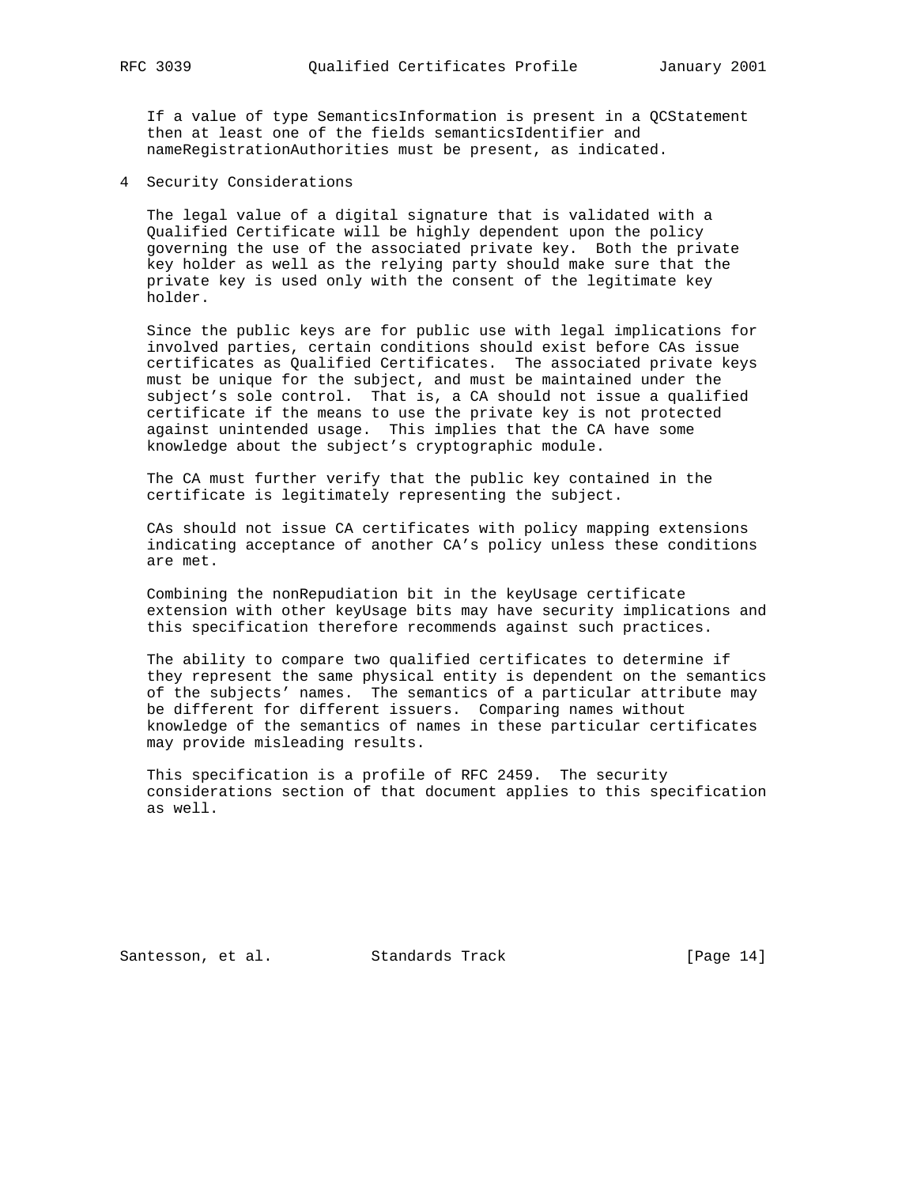If a value of type SemanticsInformation is present in a QCStatement then at least one of the fields semanticsIdentifier and nameRegistrationAuthorities must be present, as indicated.

# 4 Security Considerations

The legal value of a digital signature that is validated with a Qualified Certificate will be highly dependent upon the policy governing the use of the associated private key. Both the private key holder as well as the relying party should make sure that the private key is used only with the consent of the legitimate key holder.

Since the public keys are for public use with legal implications for involved parties, certain conditions should exist before CAs issue certificates as Qualified Certificates. The associated private keys must be unique for the subject, and must be maintained under the subject’s sole control. That is, a CA should not issue a qualified certificate if the means to use the private key is not protected against unintended usage. This implies that the CA have some knowledge about the subject’s cryptographic module.

The CA must further verify that the public key contained in the certificate is legitimately representing the subject.

CAs should not issue CA certificates with policy mapping extensions indicating acceptance of another CA’s policy unless these conditions are met.

Combining the nonRepudiation bit in the keyUsage certificate extension with other keyUsage bits may have security implications and this specification therefore recommends against such practices.

The ability to compare two qualified certificates to determine if they represent the same physical entity is dependent on the semantics of the subjects’ names. The semantics of a particular attribute may be different for different issuers. Comparing names without knowledge of the semantics of names in these particular certificates may provide misleading results.

This specification is a profile of RFC 2459. The security considerations section of that document applies to this specification as well.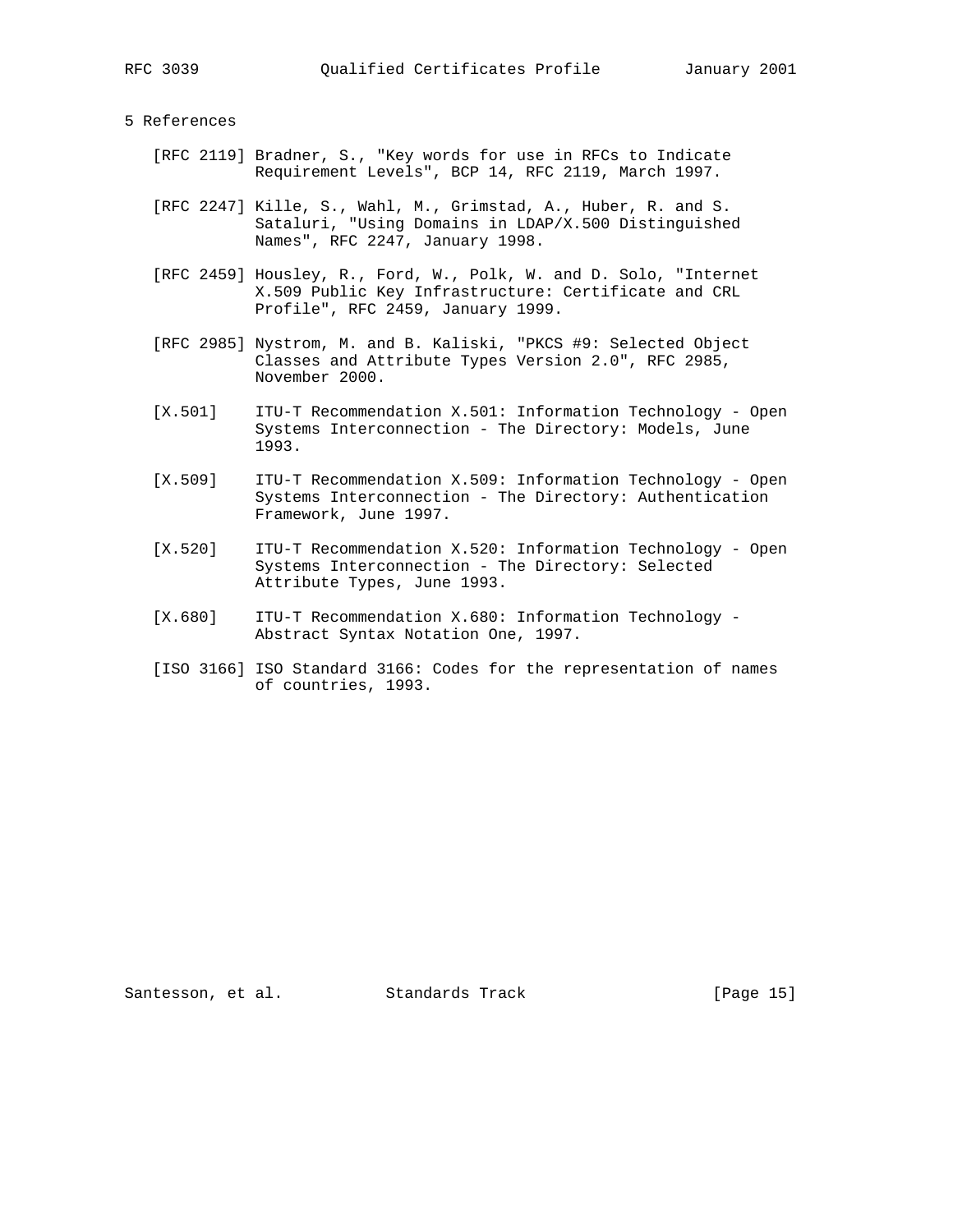## 5 References

[RFC 2119] Bradner, S., "Key words for use in RFCs to Indicate Requirement Levels", BCP 14, RFC 2119, March 1997.

[RFC 2247] Kille, S., Wahl, M., Grimstad, A., Huber, R. and S. Sataluri, "Using Domains in LDAP/X.500 Distinguished Names", RFC 2247, January 1998.

[RFC 2459] Housley, R., Ford, W., Polk, W. and D. Solo, "Internet X.509 Public Key Infrastructure: Certificate and CRL Profile", RFC 2459, January 1999.

[RFC 2985] Nystrom, M. and B. Kaliski, "PKCS #9: Selected Object Classes and Attribute Types Version 2.0", RFC 2985, November 2000.

[X.501] ITU-T Recommendation X.501: Information Technology - Open Systems Interconnection - The Directory: Models, June 1993.

[X.509] ITU-T Recommendation X.509: Information Technology - Open Systems Interconnection - The Directory: Authentication Framework, June 1997.

[X.520] ITU-T Recommendation X.520: Information Technology - Open Systems Interconnection - The Directory: Selected Attribute Types, June 1993.

[X.680] ITU-T Recommendation X.680: Information Technology - Abstract Syntax Notation One, 1997.

[ISO 3166] ISO Standard 3166: Codes for the representation of names of countries, 1993.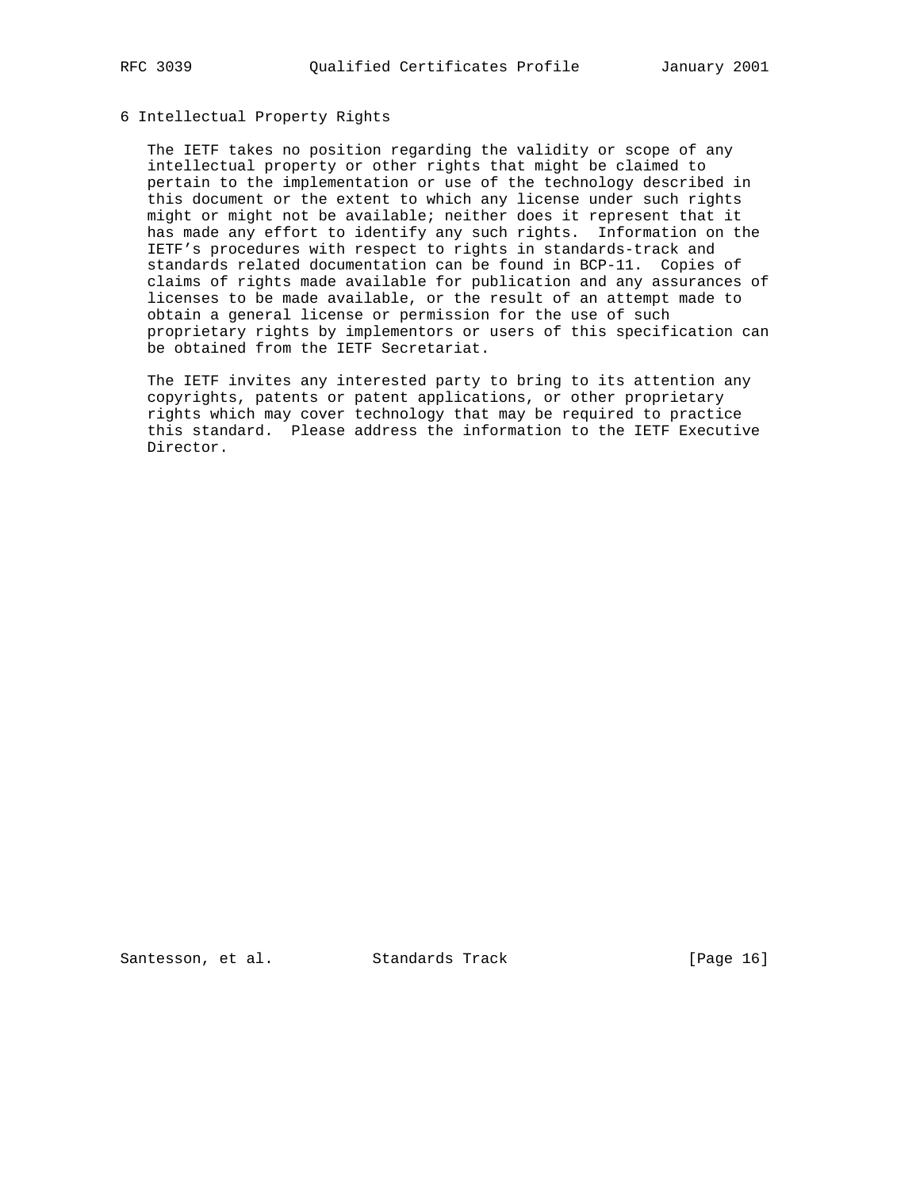## 6 Intellectual Property Rights

The IETF takes no position regarding the validity or scope of any intellectual property or other rights that might be claimed to pertain to the implementation or use of the technology described in this document or the extent to which any license under such rights might or might not be available; neither does it represent that it has made any effort to identify any such rights. Information on the IETF's procedures with respect to rights in standards-track and standards related documentation can be found in BCP-11. Copies of claims of rights made available for publication and any assurances of licenses to be made available, or the result of an attempt made to obtain a general license or permission for the use of such proprietary rights by implementors or users of this specification can be obtained from the IETF Secretariat.

The IETF invites any interested party to bring to its attention any copyrights, patents or patent applications, or other proprietary rights which may cover technology that may be required to practice this standard. Please address the information to the IETF Executive Director.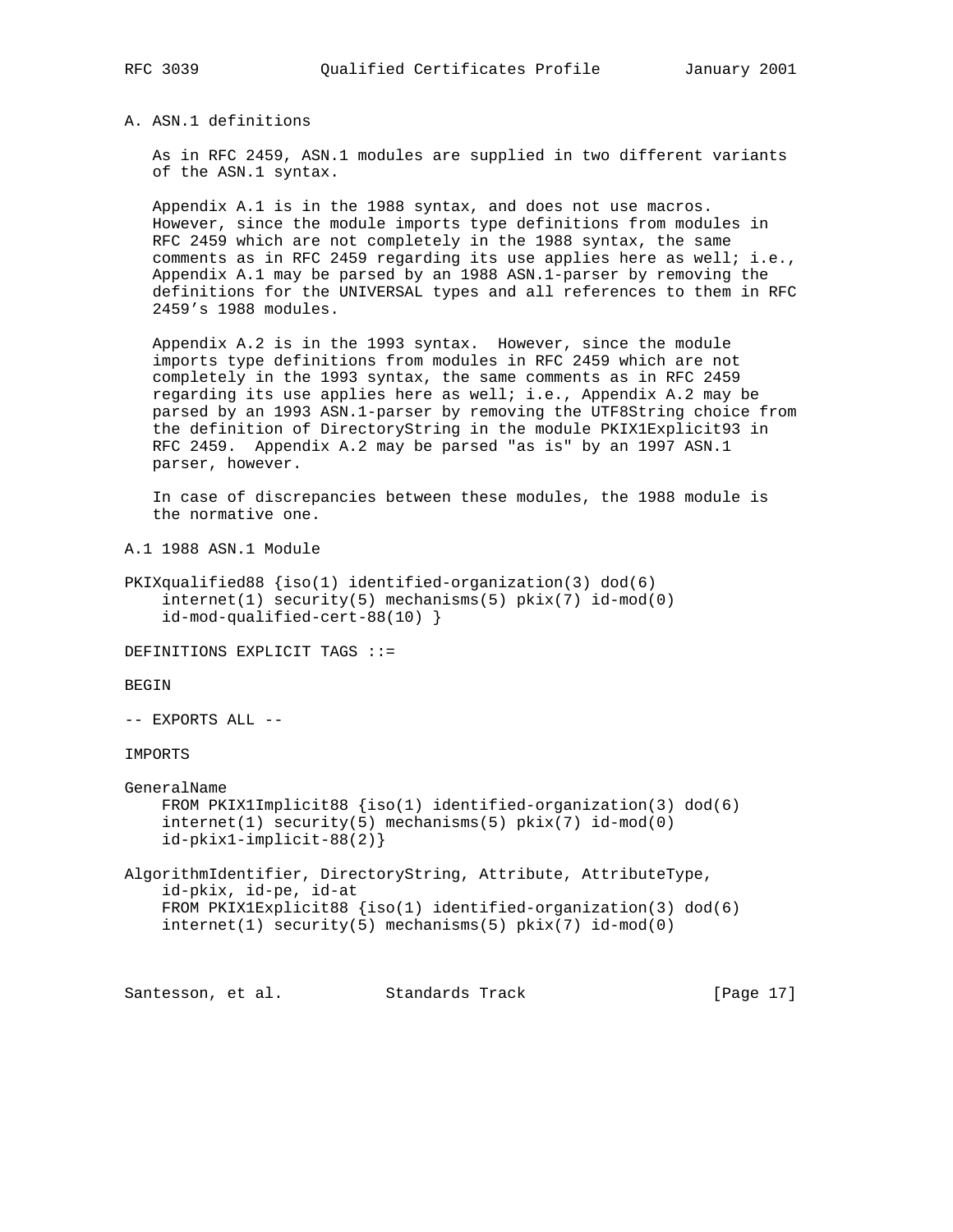## A. ASN.1 definitions

As in RFC 2459, ASN.1 modules are supplied in two different variants of the ASN.1 syntax.

Appendix A.1 is in the 1988 syntax, and does not use macros. However, since the module imports type definitions from modules in RFC 2459 which are not completely in the 1988 syntax, the same comments as in RFC 2459 regarding its use applies here as well; i.e., Appendix A.1 may be parsed by an 1988 ASN.1-parser by removing the definitions for the UNIVERSAL types and all references to them in RFC 2459's 1988 modules.

Appendix A.2 is in the 1993 syntax. However, since the module imports type definitions from modules in RFC 2459 which are not completely in the 1993 syntax, the same comments as in RFC 2459 regarding its use applies here as well; i.e., Appendix A.2 may be parsed by an 1993 ASN.1-parser by removing the UTF8String choice from the definition of DirectoryString in the module PKIX1Explicit93 in RFC 2459. Appendix A.2 may be parsed "as is" by an 1997 ASN.1 parser, however.

In case of discrepancies between these modules, the 1988 module is the normative one.

### A.1 1988 ASN.1 Module

```
PKIXqualified88 {iso(1) identified-organization(3) dod(6)
    internet(1) security(5) mechanisms(5) pkix(7) id-mod(0)
    id-mod-qualified-cert-88(10) }

DEFINITIONS EXPLICIT TAGS ::=

BEGIN

-- EXPORTS ALL --

IMPORTS

GeneralName
    FROM PKIX1Implicit88 {iso(1) identified-organization(3) dod(6)
    internet(1) security(5) mechanisms(5) pkix(7) id-mod(0)
    id-pkix1-implicit-88(2)}

AlgorithmIdentifier, DirectoryString, Attribute, AttributeType,
    id-pkix, id-pe, id-at
    FROM PKIX1Explicit88 {iso(1) identified-organization(3) dod(6)
    internet(1) security(5) mechanisms(5) pkix(7) id-mod(0)
```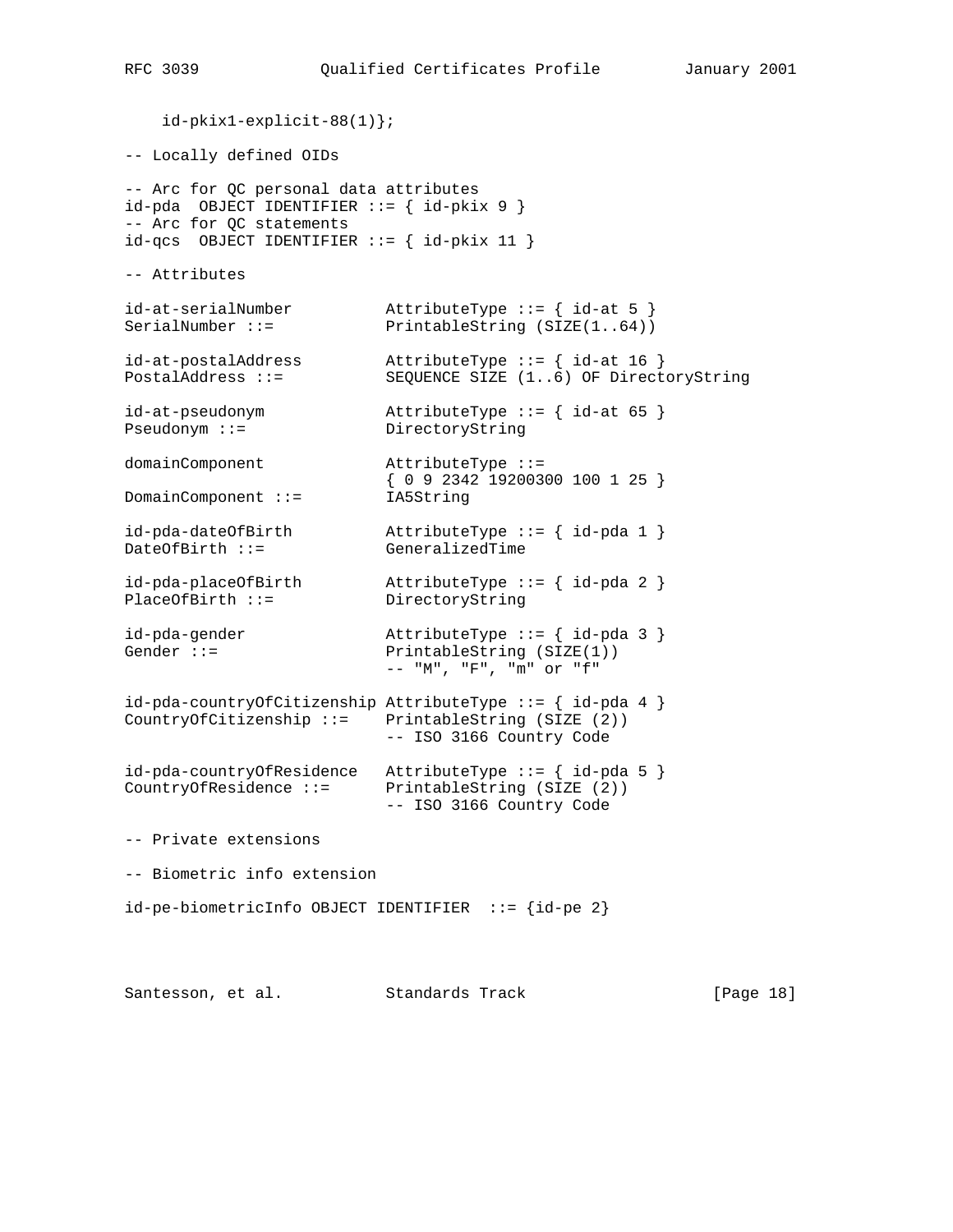```
    id-pkix1-explicit-88(1)};

-- Locally defined OIDs

-- Arc for QC personal data attributes
id-pda  OBJECT IDENTIFIER ::= { id-pkix 9 }
-- Arc for QC statements
id-qcs  OBJECT IDENTIFIER ::= { id-pkix 11 }

-- Attributes

id-at-serialNumber          AttributeType ::= { id-at 5 }
SerialNumber ::=            PrintableString (SIZE(1..64))

id-at-postalAddress         AttributeType ::= { id-at 16 }
PostalAddress ::=           SEQUENCE SIZE (1..6) OF DirectoryString

id-at-pseudonym             AttributeType ::= { id-at 65 }
Pseudonym ::=               DirectoryString

domainComponent             AttributeType ::=
                            { 0 9 2342 19200300 100 1 25 }
DomainComponent ::=         IA5String

id-pda-dateOfBirth          AttributeType ::= { id-pda 1 }
DateOfBirth ::=             GeneralizedTime

id-pda-placeOfBirth         AttributeType ::= { id-pda 2 }
PlaceOfBirth ::=            DirectoryString

id-pda-gender               AttributeType ::= { id-pda 3 }
Gender ::=                  PrintableString (SIZE(1))
                            -- "M", "F", "m" or "f"

id-pda-countryOfCitizenship AttributeType ::= { id-pda 4 }
CountryOfCitizenship ::=    PrintableString (SIZE (2))
                            -- ISO 3166 Country Code

id-pda-countryOfResidence   AttributeType ::= { id-pda 5 }
CountryOfResidence ::=      PrintableString (SIZE (2))
                            -- ISO 3166 Country Code

-- Private extensions

-- Biometric info extension

id-pe-biometricInfo OBJECT IDENTIFIER  ::= {id-pe 2}
```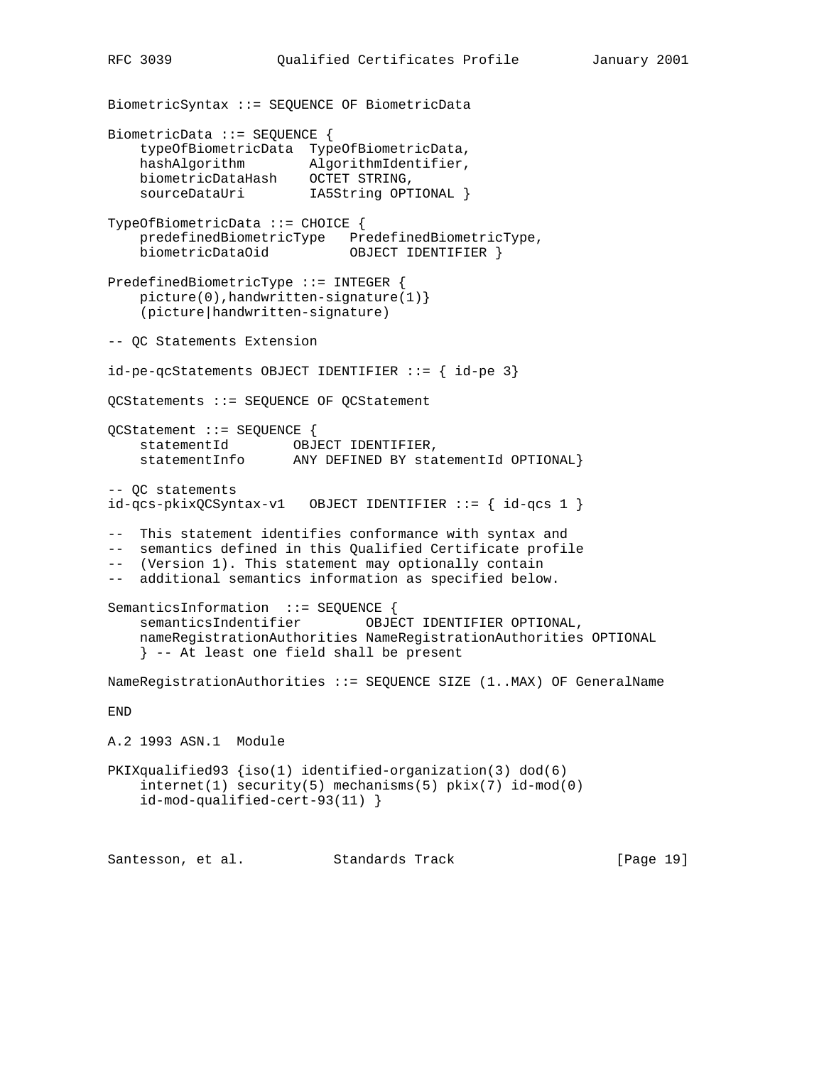```
BiometricSyntax ::= SEQUENCE OF BiometricData

BiometricData ::= SEQUENCE {
    typeOfBiometricData  TypeOfBiometricData,
    hashAlgorithm        AlgorithmIdentifier,
    biometricDataHash    OCTET STRING,
    sourceDataUri        IA5String OPTIONAL }

TypeOfBiometricData ::= CHOICE {
    predefinedBiometricType   PredefinedBiometricType,
    biometricDataOid          OBJECT IDENTIFIER }

PredefinedBiometricType ::= INTEGER {
    picture(0),handwritten-signature(1)}
    (picture|handwritten-signature)

-- QC Statements Extension

id-pe-qcStatements OBJECT IDENTIFIER ::= { id-pe 3}

QCStatements ::= SEQUENCE OF QCStatement

QCStatement ::= SEQUENCE {
    statementId        OBJECT IDENTIFIER,
    statementInfo      ANY DEFINED BY statementId OPTIONAL}

-- QC statements
id-qcs-pkixQCSyntax-v1   OBJECT IDENTIFIER ::= { id-qcs 1 }

--  This statement identifies conformance with syntax and
--  semantics defined in this Qualified Certificate profile
--  (Version 1). This statement may optionally contain
--  additional semantics information as specified below.

SemanticsInformation  ::= SEQUENCE {
    semanticsIndentifier        OBJECT IDENTIFIER OPTIONAL,
    nameRegistrationAuthorities NameRegistrationAuthorities OPTIONAL
    } -- At least one field shall be present

NameRegistrationAuthorities ::= SEQUENCE SIZE (1..MAX) OF GeneralName

END
```

A.2 1993 ASN.1  Module

```
PKIXqualified93 {iso(1) identified-organization(3) dod(6)
    internet(1) security(5) mechanisms(5) pkix(7) id-mod(0)
    id-mod-qualified-cert-93(11) }
```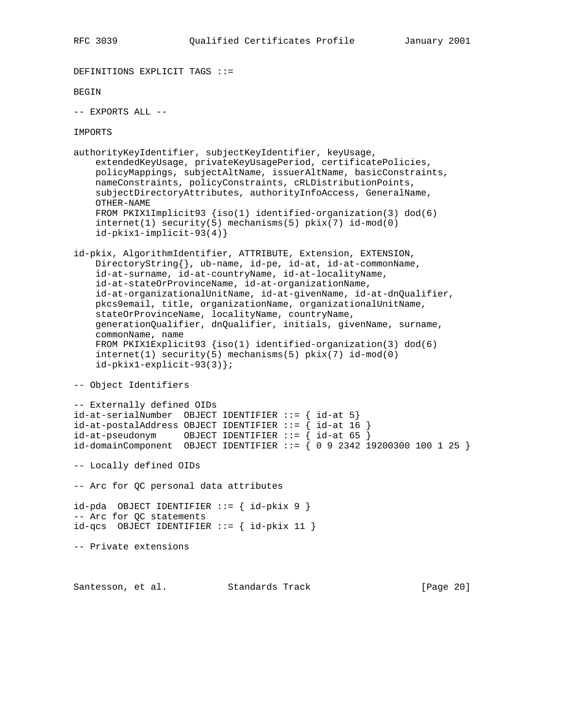```
DEFINITIONS EXPLICIT TAGS ::=

BEGIN

-- EXPORTS ALL --

IMPORTS

authorityKeyIdentifier, subjectKeyIdentifier, keyUsage,
    extendedKeyUsage, privateKeyUsagePeriod, certificatePolicies,
    policyMappings, subjectAltName, issuerAltName, basicConstraints,
    nameConstraints, policyConstraints, cRLDistributionPoints,
    subjectDirectoryAttributes, authorityInfoAccess, GeneralName,
    OTHER-NAME
    FROM PKIX1Implicit93 {iso(1) identified-organization(3) dod(6)
    internet(1) security(5) mechanisms(5) pkix(7) id-mod(0)
    id-pkix1-implicit-93(4)}

id-pkix, AlgorithmIdentifier, ATTRIBUTE, Extension, EXTENSION,
    DirectoryString{}, ub-name, id-pe, id-at, id-at-commonName,
    id-at-surname, id-at-countryName, id-at-localityName,
    id-at-stateOrProvinceName, id-at-organizationName,
    id-at-organizationalUnitName, id-at-givenName, id-at-dnQualifier,
    pkcs9email, title, organizationName, organizationalUnitName,
    stateOrProvinceName, localityName, countryName,
    generationQualifier, dnQualifier, initials, givenName, surname,
    commonName, name
    FROM PKIX1Explicit93 {iso(1) identified-organization(3) dod(6)
    internet(1) security(5) mechanisms(5) pkix(7) id-mod(0)
    id-pkix1-explicit-93(3)};

-- Object Identifiers

-- Externally defined OIDs
id-at-serialNumber  OBJECT IDENTIFIER ::= { id-at 5}
id-at-postalAddress OBJECT IDENTIFIER ::= { id-at 16 }
id-at-pseudonym     OBJECT IDENTIFIER ::= { id-at 65 }
id-domainComponent  OBJECT IDENTIFIER ::= { 0 9 2342 19200300 100 1 25 }

-- Locally defined OIDs

-- Arc for QC personal data attributes

id-pda  OBJECT IDENTIFIER ::= { id-pkix 9 }
-- Arc for QC statements
id-qcs  OBJECT IDENTIFIER ::= { id-pkix 11 }

-- Private extensions
```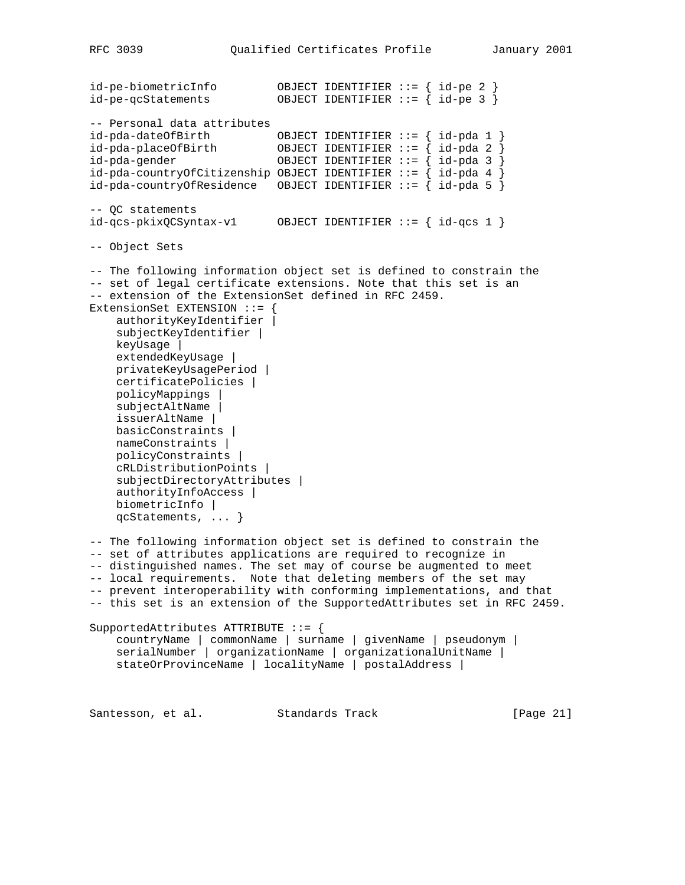```
id-pe-biometricInfo         OBJECT IDENTIFIER ::= { id-pe 2 }
id-pe-qcStatements          OBJECT IDENTIFIER ::= { id-pe 3 }

-- Personal data attributes
id-pda-dateOfBirth          OBJECT IDENTIFIER ::= { id-pda 1 }
id-pda-placeOfBirth         OBJECT IDENTIFIER ::= { id-pda 2 }
id-pda-gender               OBJECT IDENTIFIER ::= { id-pda 3 }
id-pda-countryOfCitizenship OBJECT IDENTIFIER ::= { id-pda 4 }
id-pda-countryOfResidence   OBJECT IDENTIFIER ::= { id-pda 5 }

-- QC statements
id-qcs-pkixQCSyntax-v1      OBJECT IDENTIFIER ::= { id-qcs 1 }

-- Object Sets

-- The following information object set is defined to constrain the
-- set of legal certificate extensions. Note that this set is an
-- extension of the ExtensionSet defined in RFC 2459.
ExtensionSet EXTENSION ::= {
    authorityKeyIdentifier |
    subjectKeyIdentifier |
    keyUsage |
    extendedKeyUsage |
    privateKeyUsagePeriod |
    certificatePolicies |
    policyMappings |
    subjectAltName |
    issuerAltName |
    basicConstraints |
    nameConstraints |
    policyConstraints |
    cRLDistributionPoints |
    subjectDirectoryAttributes |
    authorityInfoAccess |
    biometricInfo |
    qcStatements, ... }

-- The following information object set is defined to constrain the
-- set of attributes applications are required to recognize in
-- distinguished names. The set may of course be augmented to meet
-- local requirements.  Note that deleting members of the set may
-- prevent interoperability with conforming implementations, and that
-- this set is an extension of the SupportedAttributes set in RFC 2459.

SupportedAttributes ATTRIBUTE ::= {
    countryName | commonName | surname | givenName | pseudonym |
    serialNumber | organizationName | organizationalUnitName |
    stateOrProvinceName | localityName | postalAddress |
```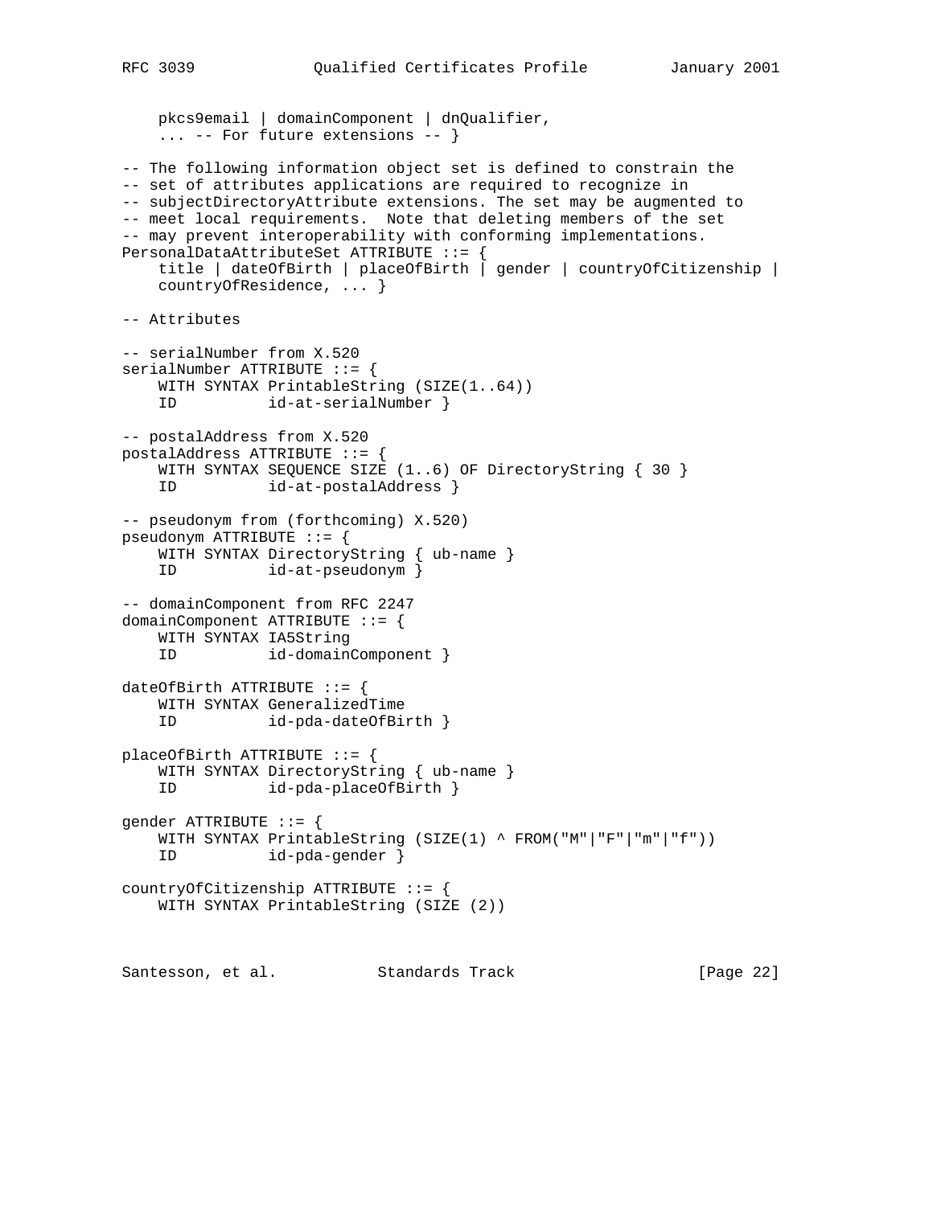```
    pkcs9email | domainComponent | dnQualifier,
    ... -- For future extensions -- }

-- The following information object set is defined to constrain the
-- set of attributes applications are required to recognize in
-- subjectDirectoryAttribute extensions. The set may be augmented to
-- meet local requirements.  Note that deleting members of the set
-- may prevent interoperability with conforming implementations.
PersonalDataAttributeSet ATTRIBUTE ::= {
    title | dateOfBirth | placeOfBirth | gender | countryOfCitizenship |
    countryOfResidence, ... }

-- Attributes

-- serialNumber from X.520
serialNumber ATTRIBUTE ::= {
    WITH SYNTAX PrintableString (SIZE(1..64))
    ID          id-at-serialNumber }

-- postalAddress from X.520
postalAddress ATTRIBUTE ::= {
    WITH SYNTAX SEQUENCE SIZE (1..6) OF DirectoryString { 30 }
    ID          id-at-postalAddress }

-- pseudonym from (forthcoming) X.520)
pseudonym ATTRIBUTE ::= {
    WITH SYNTAX DirectoryString { ub-name }
    ID          id-at-pseudonym }

-- domainComponent from RFC 2247
domainComponent ATTRIBUTE ::= {
    WITH SYNTAX IA5String
    ID          id-domainComponent }

dateOfBirth ATTRIBUTE ::= {
    WITH SYNTAX GeneralizedTime
    ID          id-pda-dateOfBirth }

placeOfBirth ATTRIBUTE ::= {
    WITH SYNTAX DirectoryString { ub-name }
    ID          id-pda-placeOfBirth }

gender ATTRIBUTE ::= {
    WITH SYNTAX PrintableString (SIZE(1) ^ FROM("M"|"F"|"m"|"f"))
    ID          id-pda-gender }

countryOfCitizenship ATTRIBUTE ::= {
    WITH SYNTAX PrintableString (SIZE (2))
```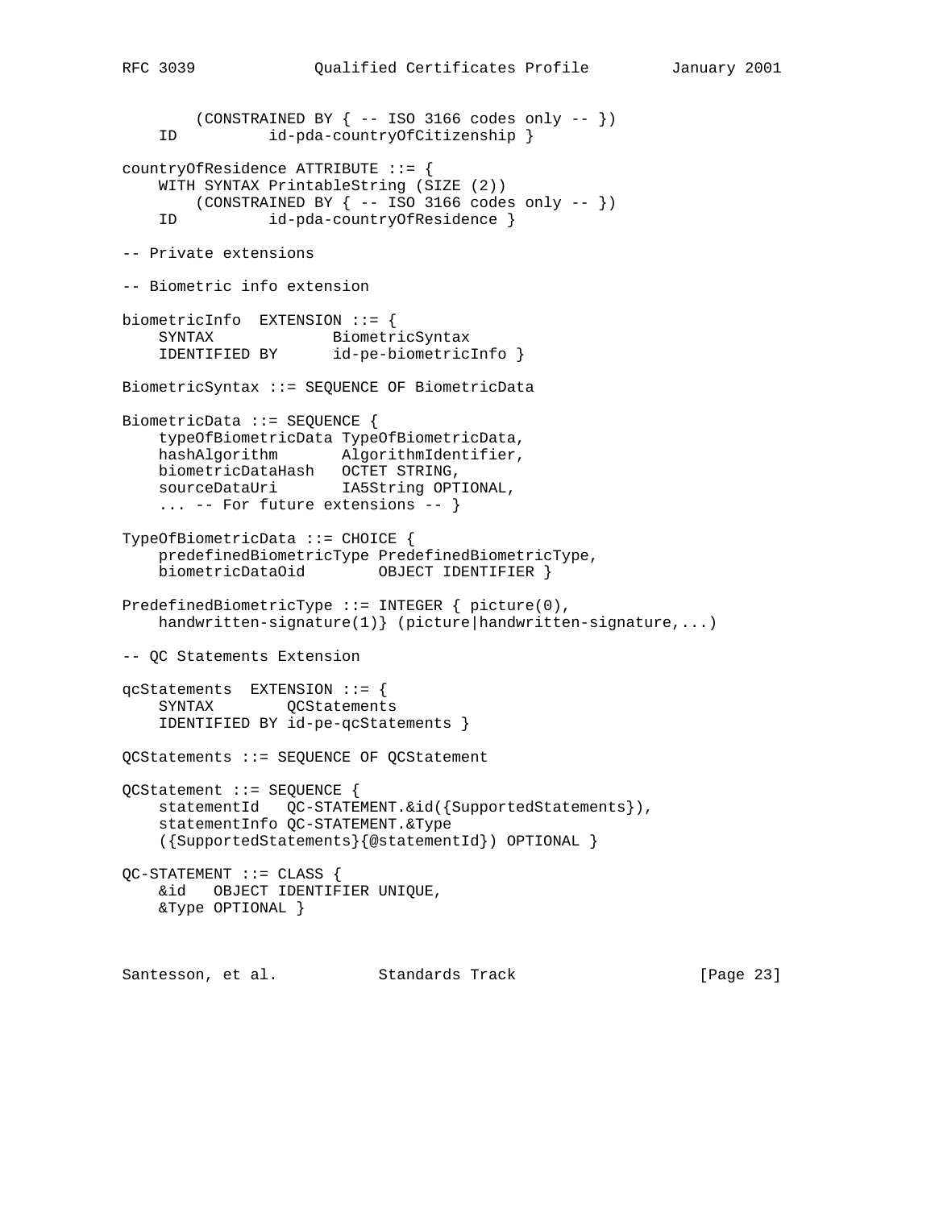```
        (CONSTRAINED BY { -- ISO 3166 codes only -- })
    ID          id-pda-countryOfCitizenship }

countryOfResidence ATTRIBUTE ::= {
    WITH SYNTAX PrintableString (SIZE (2))
        (CONSTRAINED BY { -- ISO 3166 codes only -- })
    ID          id-pda-countryOfResidence }

-- Private extensions

-- Biometric info extension

biometricInfo  EXTENSION ::= {
    SYNTAX             BiometricSyntax
    IDENTIFIED BY      id-pe-biometricInfo }

BiometricSyntax ::= SEQUENCE OF BiometricData

BiometricData ::= SEQUENCE {
    typeOfBiometricData TypeOfBiometricData,
    hashAlgorithm       AlgorithmIdentifier,
    biometricDataHash   OCTET STRING,
    sourceDataUri       IA5String OPTIONAL,
    ... -- For future extensions -- }

TypeOfBiometricData ::= CHOICE {
    predefinedBiometricType PredefinedBiometricType,
    biometricDataOid        OBJECT IDENTIFIER }

PredefinedBiometricType ::= INTEGER { picture(0),
    handwritten-signature(1)} (picture|handwritten-signature,...)

-- QC Statements Extension

qcStatements  EXTENSION ::= {
    SYNTAX        QCStatements
    IDENTIFIED BY id-pe-qcStatements }

QCStatements ::= SEQUENCE OF QCStatement

QCStatement ::= SEQUENCE {
    statementId   QC-STATEMENT.&id({SupportedStatements}),
    statementInfo QC-STATEMENT.&Type
    ({SupportedStatements}{@statementId}) OPTIONAL }

QC-STATEMENT ::= CLASS {
    &id   OBJECT IDENTIFIER UNIQUE,
    &Type OPTIONAL }
```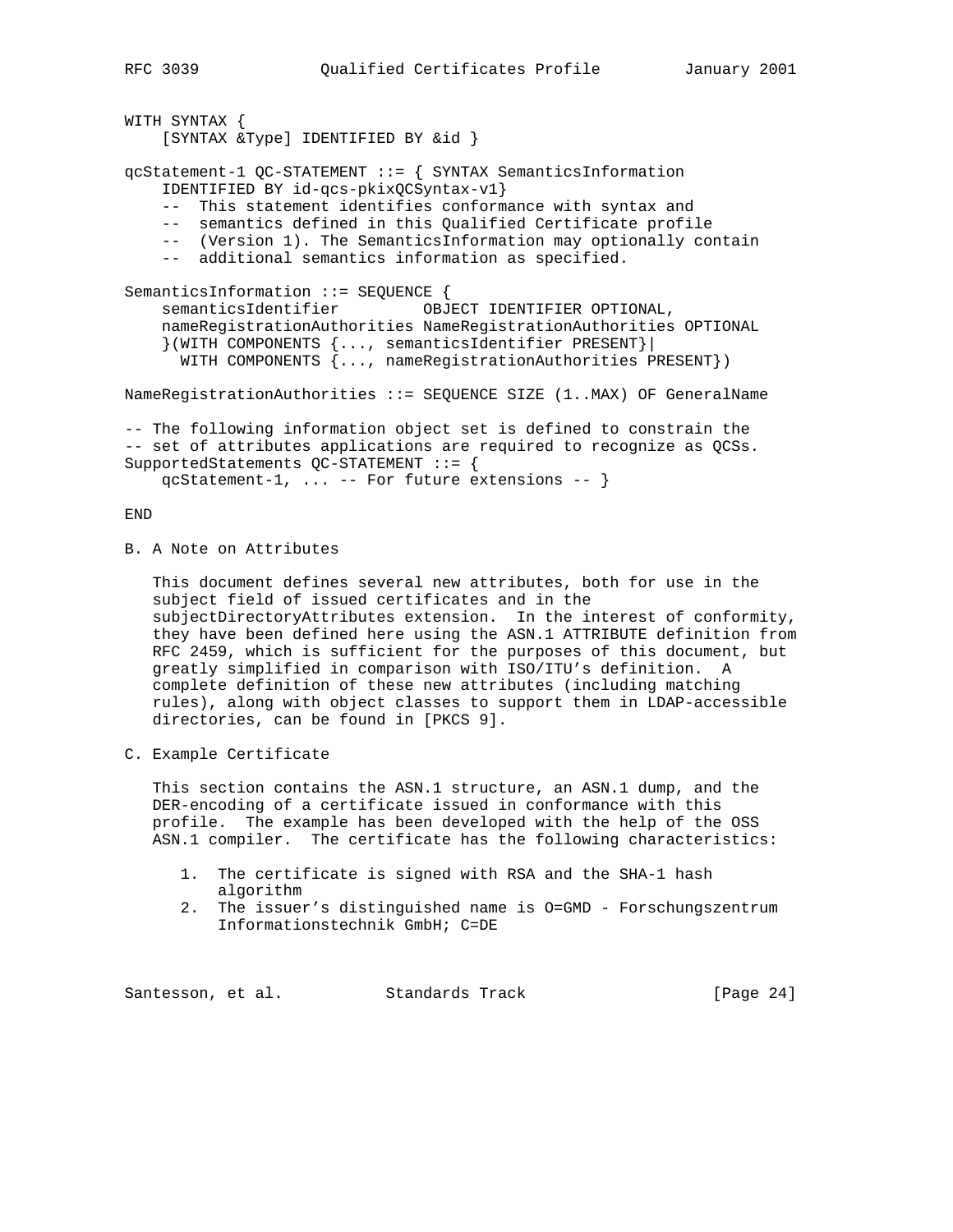```
WITH SYNTAX {
    [SYNTAX &Type] IDENTIFIED BY &id }

qcStatement-1 QC-STATEMENT ::= { SYNTAX SemanticsInformation
    IDENTIFIED BY id-qcs-pkixQCSyntax-v1}
    --  This statement identifies conformance with syntax and
    --  semantics defined in this Qualified Certificate profile
    --  (Version 1). The SemanticsInformation may optionally contain
    --  additional semantics information as specified.

SemanticsInformation ::= SEQUENCE {
    semanticsIdentifier         OBJECT IDENTIFIER OPTIONAL,
    nameRegistrationAuthorities NameRegistrationAuthorities OPTIONAL
    }(WITH COMPONENTS {..., semanticsIdentifier PRESENT}|
      WITH COMPONENTS {..., nameRegistrationAuthorities PRESENT})

NameRegistrationAuthorities ::= SEQUENCE SIZE (1..MAX) OF GeneralName

-- The following information object set is defined to constrain the
-- set of attributes applications are required to recognize as QCSs.
SupportedStatements QC-STATEMENT ::= {
    qcStatement-1, ... -- For future extensions -- }

END
```

## B. A Note on Attributes

This document defines several new attributes, both for use in the subject field of issued certificates and in the subjectDirectoryAttributes extension. In the interest of conformity, they have been defined here using the ASN.1 ATTRIBUTE definition from RFC 2459, which is sufficient for the purposes of this document, but greatly simplified in comparison with ISO/ITU's definition. A complete definition of these new attributes (including matching rules), along with object classes to support them in LDAP-accessible directories, can be found in [PKCS 9].

## C. Example Certificate

This section contains the ASN.1 structure, an ASN.1 dump, and the DER-encoding of a certificate issued in conformance with this profile. The example has been developed with the help of the OSS ASN.1 compiler. The certificate has the following characteristics:

1. The certificate is signed with RSA and the SHA-1 hash algorithm
2. The issuer's distinguished name is O=GMD - Forschungszentrum Informationstechnik GmbH; C=DE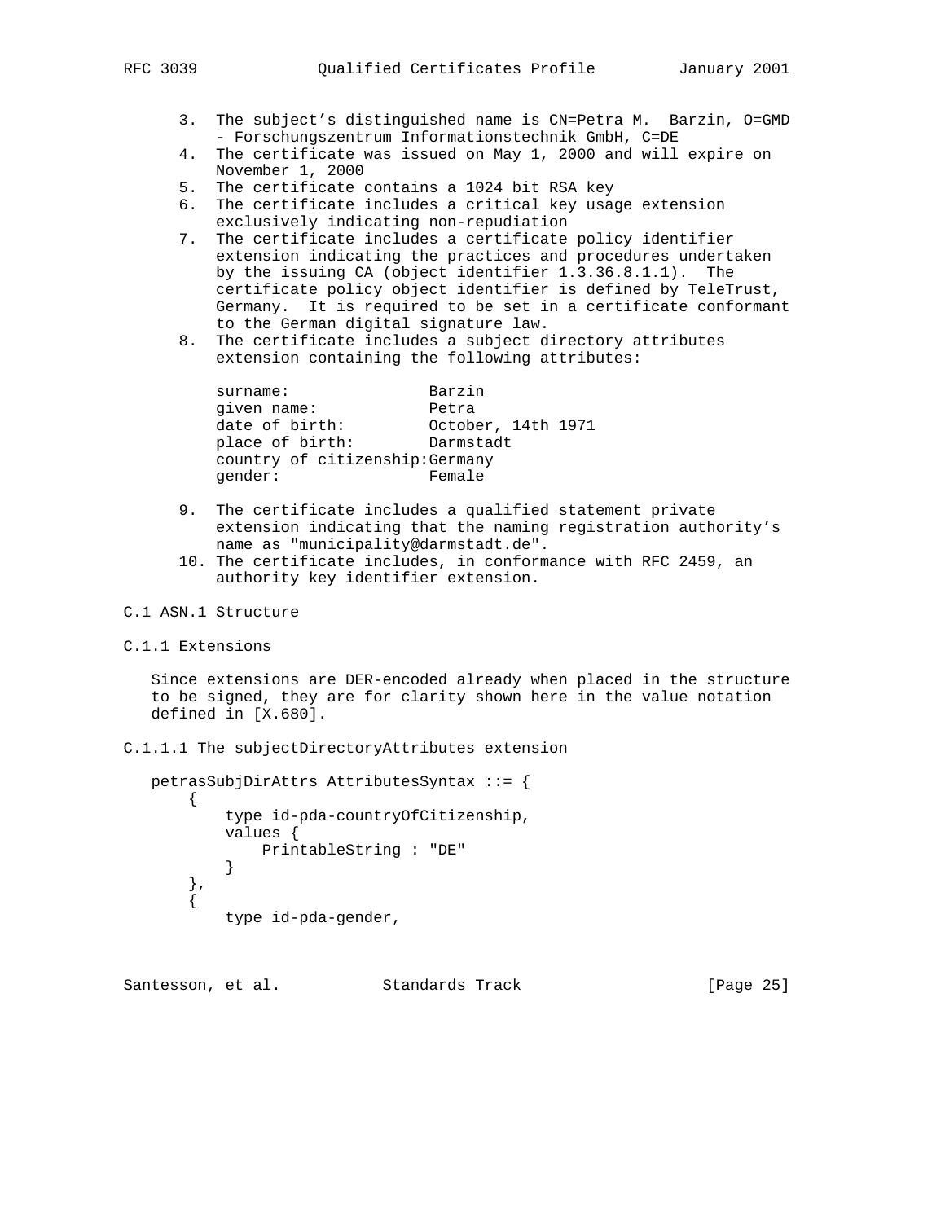3. The subject's distinguished name is CN=Petra M. Barzin, O=GMD - Forschungszentrum Informationstechnik GmbH, C=DE
4. The certificate was issued on May 1, 2000 and will expire on November 1, 2000
5. The certificate contains a 1024 bit RSA key
6. The certificate includes a critical key usage extension exclusively indicating non-repudiation
7. The certificate includes a certificate policy identifier extension indicating the practices and procedures undertaken by the issuing CA (object identifier 1.3.36.8.1.1). The certificate policy object identifier is defined by TeleTrust, Germany. It is required to be set in a certificate conformant to the German digital signature law.
8. The certificate includes a subject directory attributes extension containing the following attributes:

```
surname:               Barzin
given name:            Petra
date of birth:         October, 14th 1971
place of birth:        Darmstadt
country of citizenship:Germany
gender:                Female
```

9. The certificate includes a qualified statement private extension indicating that the naming registration authority's name as "municipality@darmstadt.de".
10. The certificate includes, in conformance with RFC 2459, an authority key identifier extension.

## C.1 ASN.1 Structure

### C.1.1 Extensions

Since extensions are DER-encoded already when placed in the structure to be signed, they are for clarity shown here in the value notation defined in [X.680].

#### C.1.1.1 The subjectDirectoryAttributes extension

```
petrasSubjDirAttrs AttributesSyntax ::= {
    {
        type id-pda-countryOfCitizenship,
        values {
            PrintableString : "DE"
        }
    },
    {
        type id-pda-gender,
```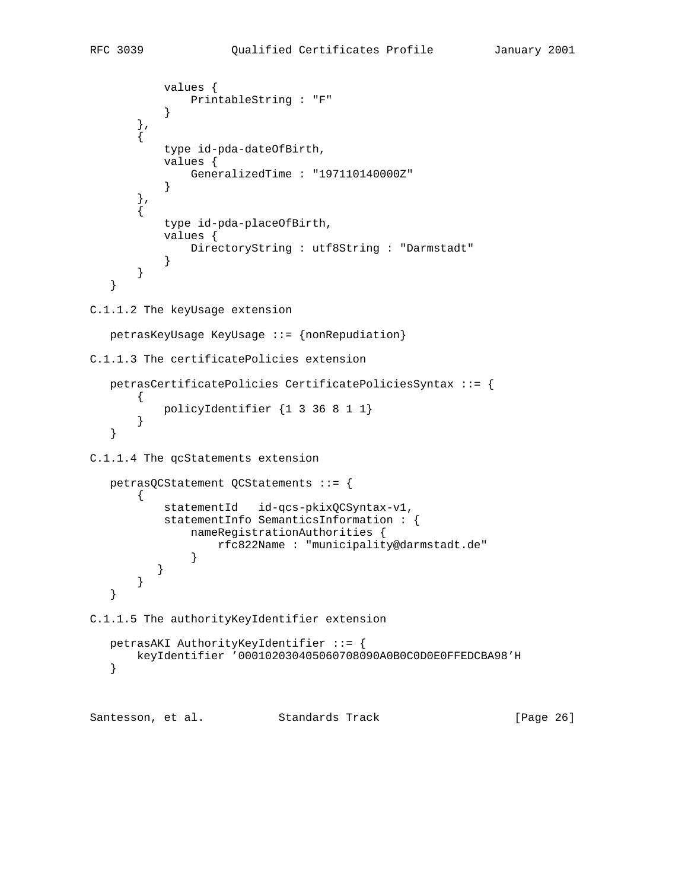```
           values {
               PrintableString : "F"
           }
       },
       {
           type id-pda-dateOfBirth,
           values {
               GeneralizedTime : "197110140000Z"
           }
       },
       {
           type id-pda-placeOfBirth,
           values {
               DirectoryString : utf8String : "Darmstadt"
           }
       }
   }
```

C.1.1.2 The keyUsage extension

```
   petrasKeyUsage KeyUsage ::= {nonRepudiation}
```

C.1.1.3 The certificatePolicies extension

```
   petrasCertificatePolicies CertificatePoliciesSyntax ::= {
       {
           policyIdentifier {1 3 36 8 1 1}
       }
   }
```

C.1.1.4 The qcStatements extension

```
   petrasQCStatement QCStatements ::= {
       {
           statementId   id-qcs-pkixQCSyntax-v1,
           statementInfo SemanticsInformation : {
               nameRegistrationAuthorities {
                   rfc822Name : "municipality@darmstadt.de"
               }
          }
       }
   }
```

C.1.1.5 The authorityKeyIdentifier extension

```
   petrasAKI AuthorityKeyIdentifier ::= {
       keyIdentifier '000102030405060708090A0B0C0D0E0FFEDCBA98'H
   }
```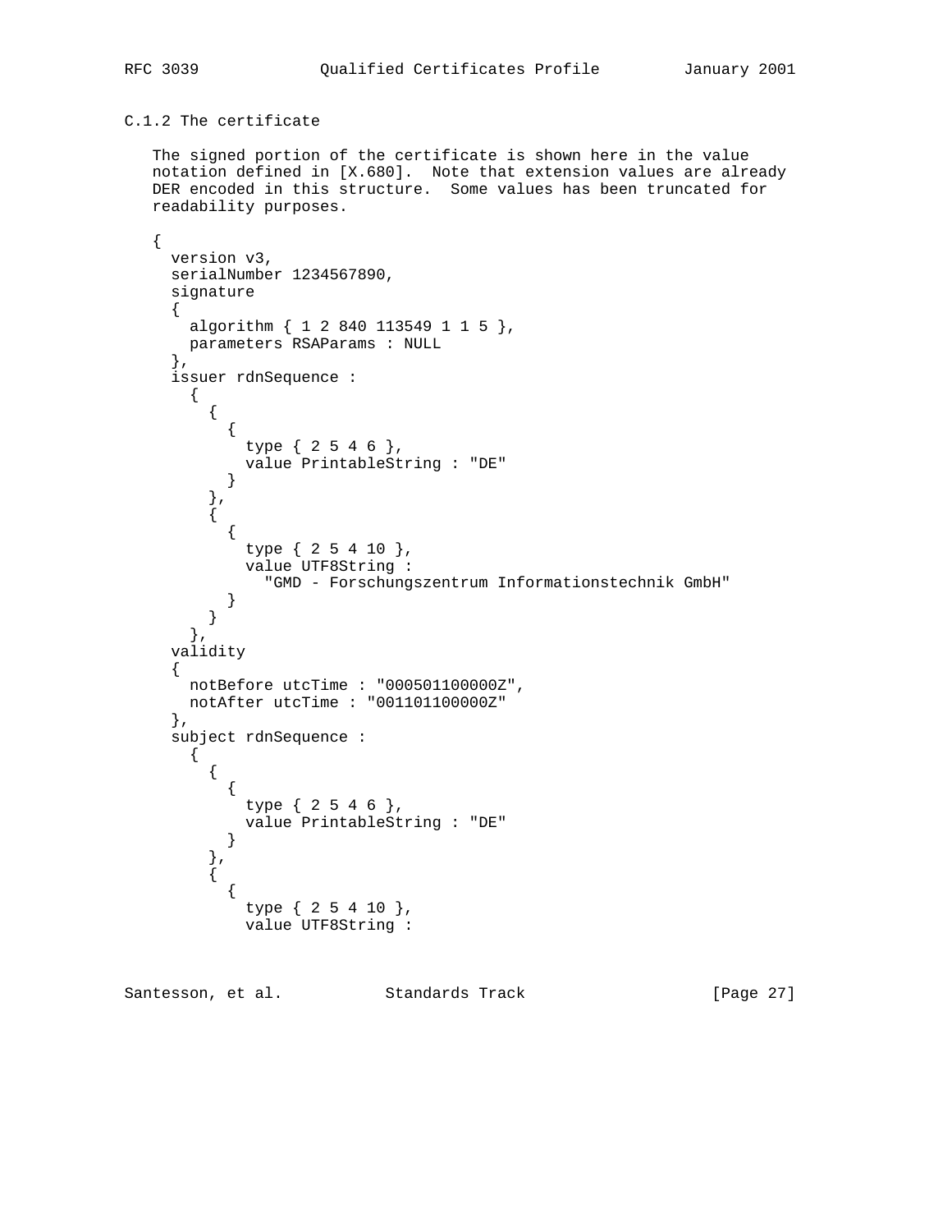### C.1.2 The certificate

The signed portion of the certificate is shown here in the value notation defined in [X.680]. Note that extension values are already DER encoded in this structure. Some values has been truncated for readability purposes.

```
{
  version v3,
  serialNumber 1234567890,
  signature
  {
    algorithm { 1 2 840 113549 1 1 5 },
    parameters RSAParams : NULL
  },
  issuer rdnSequence :
    {
      {
        {
          type { 2 5 4 6 },
          value PrintableString : "DE"
        }
      },
      {
        {
          type { 2 5 4 10 },
          value UTF8String :
            "GMD - Forschungszentrum Informationstechnik GmbH"
        }
      }
    },
  validity
  {
    notBefore utcTime : "000501100000Z",
    notAfter utcTime : "001101100000Z"
  },
  subject rdnSequence :
    {
      {
        {
          type { 2 5 4 6 },
          value PrintableString : "DE"
        }
      },
      {
        {
          type { 2 5 4 10 },
          value UTF8String :
```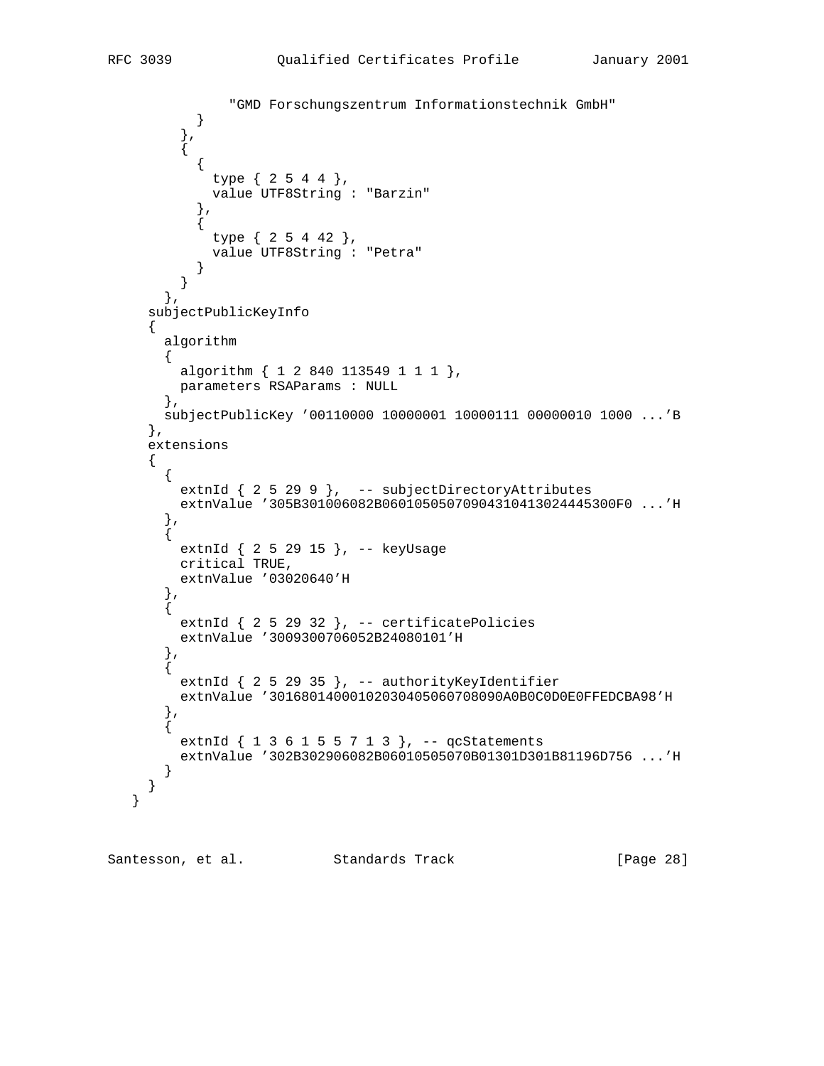```
              "GMD Forschungszentrum Informationstechnik GmbH"
            }
          },
          {
            {
              type { 2 5 4 4 },
              value UTF8String : "Barzin"
            },
            {
              type { 2 5 4 42 },
              value UTF8String : "Petra"
            }
          }
        },
      subjectPublicKeyInfo
      {
        algorithm
        {
          algorithm { 1 2 840 113549 1 1 1 },
          parameters RSAParams : NULL
        },
        subjectPublicKey '00110000 10000001 10000111 00000010 1000 ...'B
      },
      extensions
      {
        {
          extnId { 2 5 29 9 },  -- subjectDirectoryAttributes
          extnValue '305B301006082B06010505070904310413024445300F0 ...'H
        },
        {
          extnId { 2 5 29 15 }, -- keyUsage
          critical TRUE,
          extnValue '03020640'H
        },
        {
          extnId { 2 5 29 32 }, -- certificatePolicies
          extnValue '3009300706052B24080101'H
        },
        {
          extnId { 2 5 29 35 }, -- authorityKeyIdentifier
          extnValue '30168014000102030405060708090A0B0C0D0E0FFEDCBA98'H
        },
        {
          extnId { 1 3 6 1 5 5 7 1 3 }, -- qcStatements
          extnValue '302B302906082B06010505070B01301D301B81196D756 ...'H
        }
      }
    }
```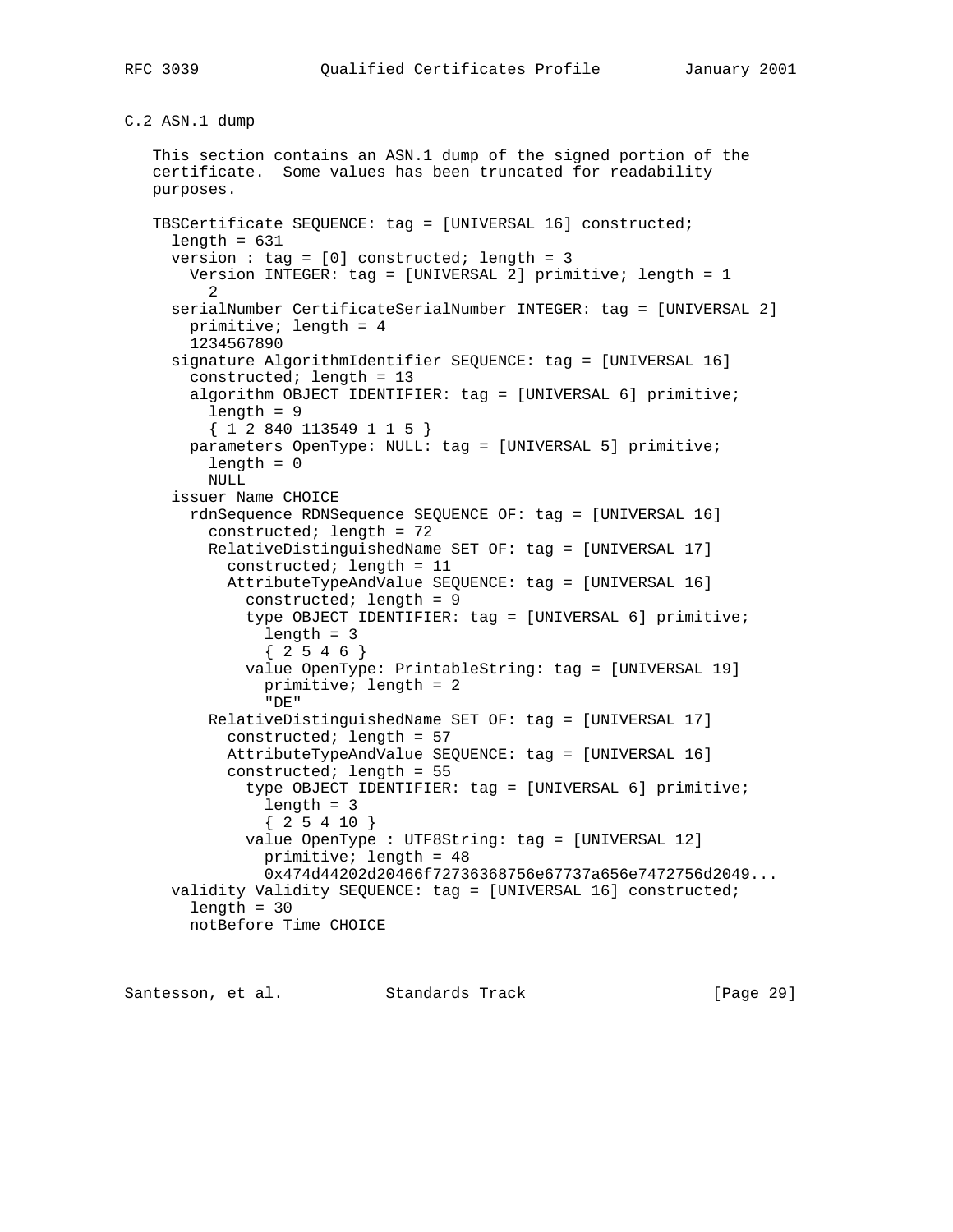### C.2 ASN.1 dump

This section contains an ASN.1 dump of the signed portion of the certificate. Some values has been truncated for readability purposes.

```
TBSCertificate SEQUENCE: tag = [UNIVERSAL 16] constructed;
  length = 631
  version : tag = [0] constructed; length = 3
    Version INTEGER: tag = [UNIVERSAL 2] primitive; length = 1
      2
  serialNumber CertificateSerialNumber INTEGER: tag = [UNIVERSAL 2]
    primitive; length = 4
    1234567890
  signature AlgorithmIdentifier SEQUENCE: tag = [UNIVERSAL 16]
    constructed; length = 13
    algorithm OBJECT IDENTIFIER: tag = [UNIVERSAL 6] primitive;
      length = 9
      { 1 2 840 113549 1 1 5 }
    parameters OpenType: NULL: tag = [UNIVERSAL 5] primitive;
      length = 0
      NULL
  issuer Name CHOICE
    rdnSequence RDNSequence SEQUENCE OF: tag = [UNIVERSAL 16]
      constructed; length = 72
      RelativeDistinguishedName SET OF: tag = [UNIVERSAL 17]
        constructed; length = 11
        AttributeTypeAndValue SEQUENCE: tag = [UNIVERSAL 16]
          constructed; length = 9
          type OBJECT IDENTIFIER: tag = [UNIVERSAL 6] primitive;
            length = 3
            { 2 5 4 6 }
          value OpenType: PrintableString: tag = [UNIVERSAL 19]
            primitive; length = 2
            "DE"
      RelativeDistinguishedName SET OF: tag = [UNIVERSAL 17]
        constructed; length = 57
        AttributeTypeAndValue SEQUENCE: tag = [UNIVERSAL 16]
        constructed; length = 55
          type OBJECT IDENTIFIER: tag = [UNIVERSAL 6] primitive;
            length = 3
            { 2 5 4 10 }
          value OpenType : UTF8String: tag = [UNIVERSAL 12]
            primitive; length = 48
            0x474d44202d20466f72736368756e67737a656e7472756d2049...
  validity Validity SEQUENCE: tag = [UNIVERSAL 16] constructed;
    length = 30
    notBefore Time CHOICE
```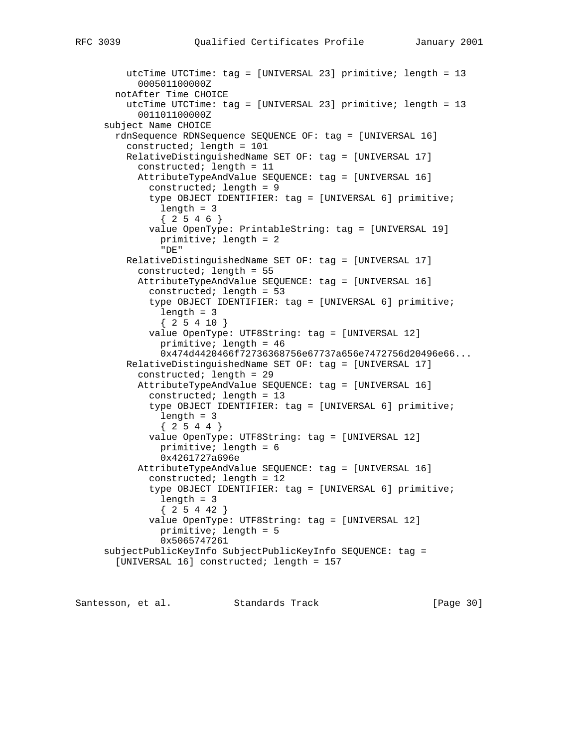```
        utcTime UTCTime: tag = [UNIVERSAL 23] primitive; length = 13
          000501100000Z
      notAfter Time CHOICE
        utcTime UTCTime: tag = [UNIVERSAL 23] primitive; length = 13
          001101100000Z
    subject Name CHOICE
      rdnSequence RDNSequence SEQUENCE OF: tag = [UNIVERSAL 16]
        constructed; length = 101
        RelativeDistinguishedName SET OF: tag = [UNIVERSAL 17]
          constructed; length = 11
          AttributeTypeAndValue SEQUENCE: tag = [UNIVERSAL 16]
            constructed; length = 9
            type OBJECT IDENTIFIER: tag = [UNIVERSAL 6] primitive;
              length = 3
              { 2 5 4 6 }
            value OpenType: PrintableString: tag = [UNIVERSAL 19]
              primitive; length = 2
              "DE"
        RelativeDistinguishedName SET OF: tag = [UNIVERSAL 17]
          constructed; length = 55
          AttributeTypeAndValue SEQUENCE: tag = [UNIVERSAL 16]
            constructed; length = 53
            type OBJECT IDENTIFIER: tag = [UNIVERSAL 6] primitive;
              length = 3
              { 2 5 4 10 }
            value OpenType: UTF8String: tag = [UNIVERSAL 12]
              primitive; length = 46
              0x474d4420466f72736368756e67737a656e7472756d20496e66...
        RelativeDistinguishedName SET OF: tag = [UNIVERSAL 17]
          constructed; length = 29
          AttributeTypeAndValue SEQUENCE: tag = [UNIVERSAL 16]
            constructed; length = 13
            type OBJECT IDENTIFIER: tag = [UNIVERSAL 6] primitive;
              length = 3
              { 2 5 4 4 }
            value OpenType: UTF8String: tag = [UNIVERSAL 12]
              primitive; length = 6
              0x4261727a696e
          AttributeTypeAndValue SEQUENCE: tag = [UNIVERSAL 16]
            constructed; length = 12
            type OBJECT IDENTIFIER: tag = [UNIVERSAL 6] primitive;
              length = 3
              { 2 5 4 42 }
            value OpenType: UTF8String: tag = [UNIVERSAL 12]
              primitive; length = 5
              0x5065747261
    subjectPublicKeyInfo SubjectPublicKeyInfo SEQUENCE: tag =
      [UNIVERSAL 16] constructed; length = 157
```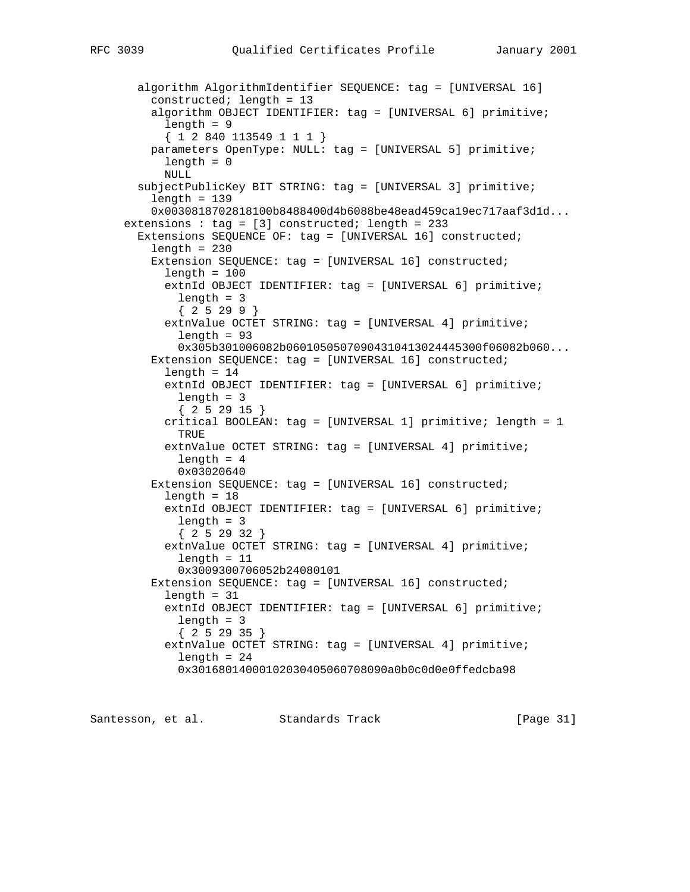```
       algorithm AlgorithmIdentifier SEQUENCE: tag = [UNIVERSAL 16]
         constructed; length = 13
         algorithm OBJECT IDENTIFIER: tag = [UNIVERSAL 6] primitive;
           length = 9
           { 1 2 840 113549 1 1 1 }
         parameters OpenType: NULL: tag = [UNIVERSAL 5] primitive;
           length = 0
           NULL
       subjectPublicKey BIT STRING: tag = [UNIVERSAL 3] primitive;
         length = 139
         0x0030818702818100b8488400d4b6088be48ead459ca19ec717aaf3d1d...
     extensions : tag = [3] constructed; length = 233
       Extensions SEQUENCE OF: tag = [UNIVERSAL 16] constructed;
         length = 230
         Extension SEQUENCE: tag = [UNIVERSAL 16] constructed;
           length = 100
           extnId OBJECT IDENTIFIER: tag = [UNIVERSAL 6] primitive;
             length = 3
             { 2 5 29 9 }
           extnValue OCTET STRING: tag = [UNIVERSAL 4] primitive;
             length = 93
             0x305b301006082b06010505070904310413024445300f06082b060...
         Extension SEQUENCE: tag = [UNIVERSAL 16] constructed;
           length = 14
           extnId OBJECT IDENTIFIER: tag = [UNIVERSAL 6] primitive;
             length = 3
             { 2 5 29 15 }
           critical BOOLEAN: tag = [UNIVERSAL 1] primitive; length = 1
             TRUE
           extnValue OCTET STRING: tag = [UNIVERSAL 4] primitive;
             length = 4
             0x03020640
         Extension SEQUENCE: tag = [UNIVERSAL 16] constructed;
           length = 18
           extnId OBJECT IDENTIFIER: tag = [UNIVERSAL 6] primitive;
             length = 3
             { 2 5 29 32 }
           extnValue OCTET STRING: tag = [UNIVERSAL 4] primitive;
             length = 11
             0x3009300706052b24080101
         Extension SEQUENCE: tag = [UNIVERSAL 16] constructed;
           length = 31
           extnId OBJECT IDENTIFIER: tag = [UNIVERSAL 6] primitive;
             length = 3
             { 2 5 29 35 }
           extnValue OCTET STRING: tag = [UNIVERSAL 4] primitive;
             length = 24
             0x301680140001020304050607080900a0b0c0d0e0ffedcba98
```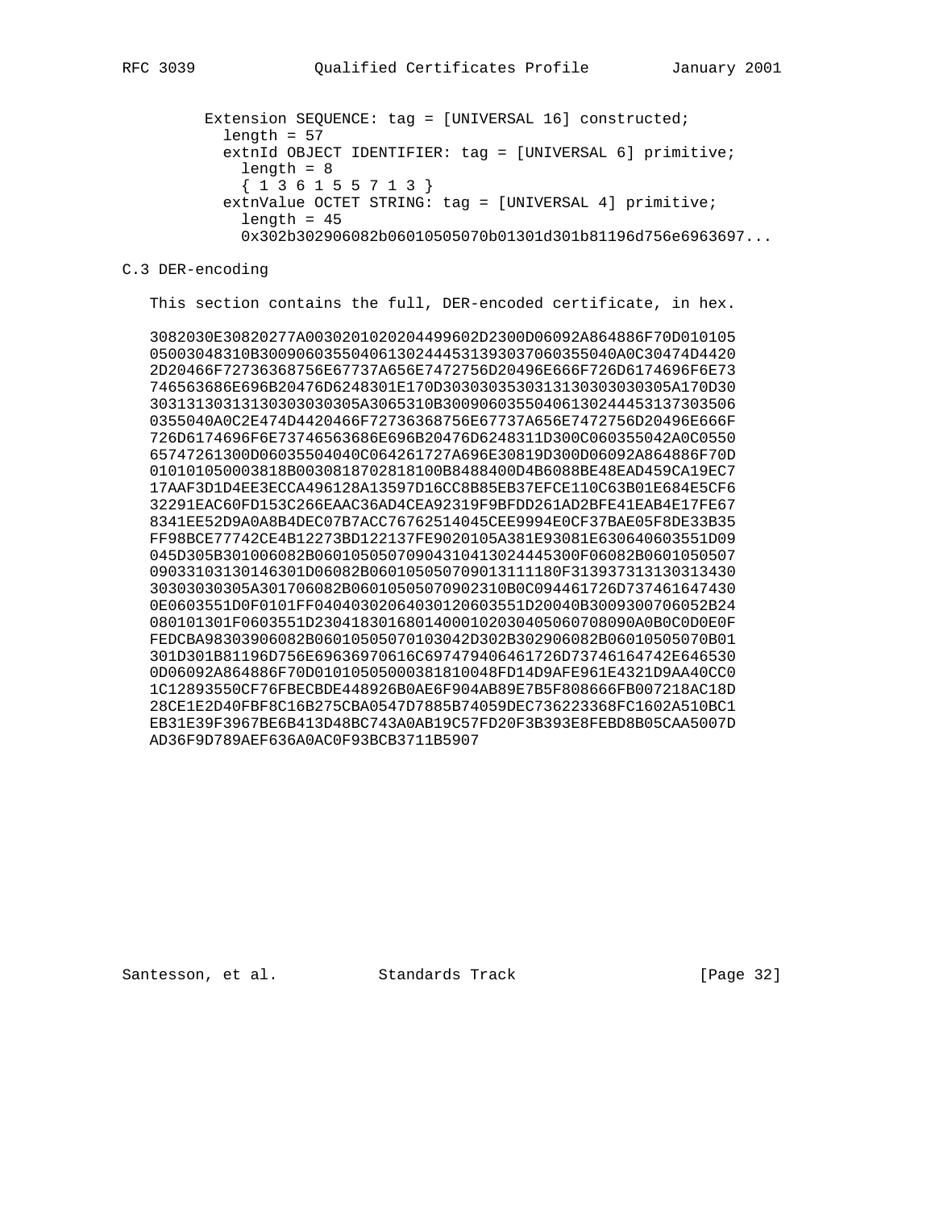```
Extension SEQUENCE: tag = [UNIVERSAL 16] constructed;
  length = 57
  extnId OBJECT IDENTIFIER: tag = [UNIVERSAL 6] primitive;
    length = 8
    { 1 3 6 1 5 5 7 1 3 }
  extnValue OCTET STRING: tag = [UNIVERSAL 4] primitive;
    length = 45
    0x302b302906082b06010505070b01301d301b81196d756e6963697...
```

## C.3 DER-encoding

This section contains the full, DER-encoded certificate, in hex.

```
3082030E30820277A0030201020204499602D2300D06092A864886F70D010105
05003048310B30090603550406130244453139303706035504 0A0C30474D4420
2D20466F72736368756E67737A656E7472756D20496E666F726D6174696F6E73
746563686E696B20476D6248301E170D3030303530313130303030305A170D30
30313130313130303030305A3065310B3009060355040613024445313730 3506
0355040A0C2E474D4420466F72736368756E67737A656E7472756D20496E666F
726D6174696F6E73746563686E696B20476D6248311D300C060355042A0C0550
65747261300D06035504040C064261727A696E30819D300D06092A864886F70D
010101050003818B0030818702818100B8488400D4B6088BE48EAD459CA19EC7
17AAF3D1D4EE3ECCA496128A13597D16CC8B85EB37EFCE110C63B01E684E5CF6
32291EAC60FD153C266EAAC36AD4CEA92319F9BFDD261AD2BFE41EAB4E17FE67
8341EE52D9A0A8B4DEC07B7ACC76762514045CEE9994E0CF37BAE05F8DE33B35
FF98BCE77742CE4B12273BD122137FE9020105A381E93081E630640603551D09
045D305B301006082B06010505070904310413024445300F06082B0601050507
0903310313014 6301D06082B06010505070901311118 0F313937313130313430
30303030305A301706082B06010505070902310B0C094461726D737461647430
0E0603551D0F0101FF040403020640301206 03551D20040B3009300706052B24
080101301F0603551D2304183016801400010203040506070809 0A0B0C0D0E0F
FEDCBA98303906082B06010505070103042D302B302906082B06010505070B01
301D301B81196D756E69636970616C697479406461726D73746164742E646530
0D06092A864886F70D01010505000381810048FD14D9AFE961E4321D9AA40CC0
1C12893550CF76FBECBDE448926B0AE6F904AB89E7B5F808666FB007218AC18D
28CE1E2D40FBF8C16B275CBA0547D7885B74059DEC736223368FC1602A510BC1
EB31E39F3967BE6B413D48BC743A0AB19C57FD20F3B393E8FEBD8B05CAA5007D
AD36F9D789AEF636A0AC0F93BCB3711B5907
```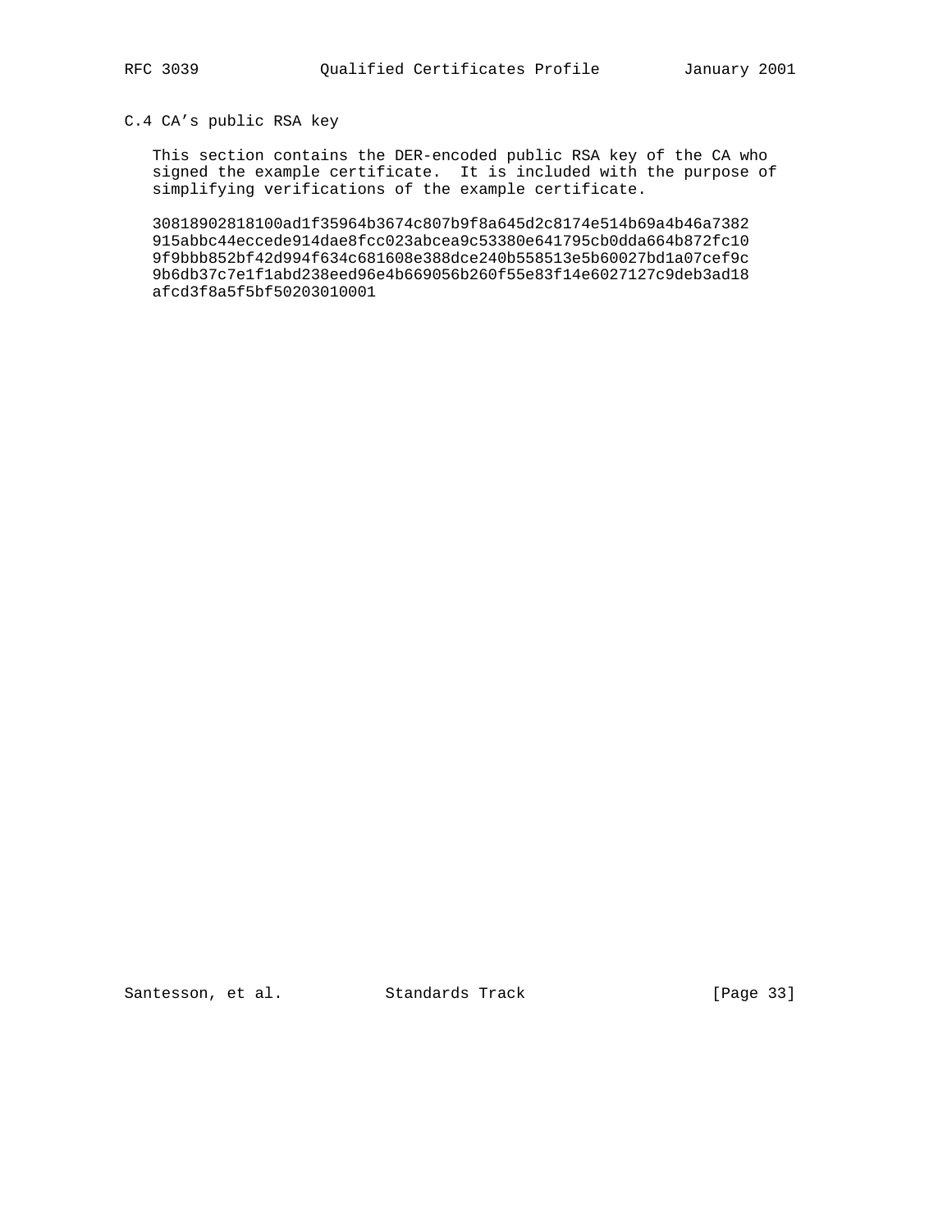### C.4 CA’s public RSA key

This section contains the DER-encoded public RSA key of the CA who signed the example certificate. It is included with the purpose of simplifying verifications of the example certificate.

```
30818902818100ad1f35964b3674c807b9f8a645d2c8174e514b69a4b46a7382
915abbc44eccede914dae8fcc023abcea9c53380e641795cb0dda664b872fc10
9f9bbb852bf42d994f634c681608e388dce240b558513e5b60027bd1a07cef9c
9b6db37c7e1f1abd238eed96e4b669056b260f55e83f14e6027127c9deb3ad18
afcd3f8a5f5bf50203010001
```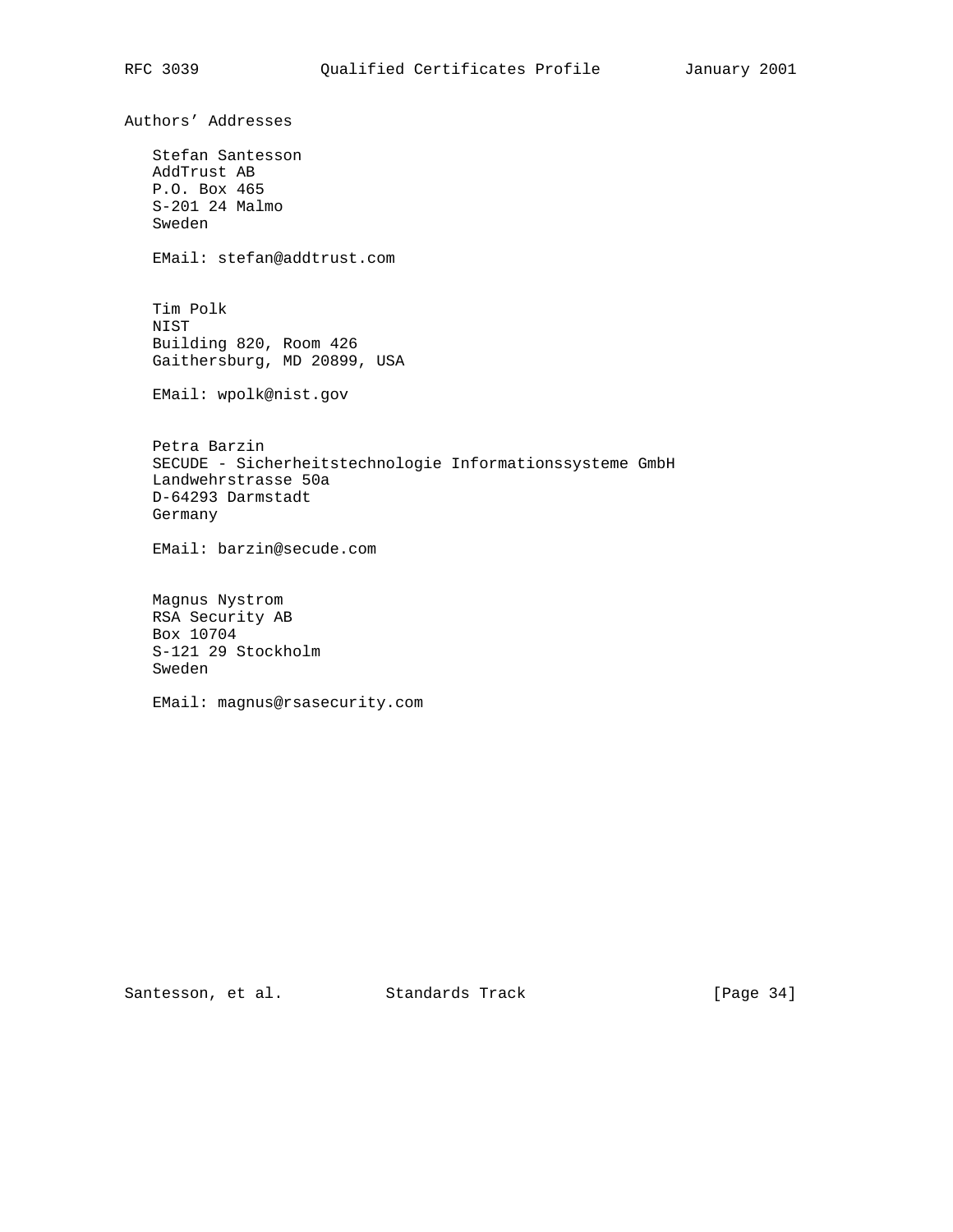## Authors' Addresses

Stefan Santesson
AddTrust AB
P.O. Box 465
S-201 24 Malmo
Sweden

EMail: stefan@addtrust.com

Tim Polk
NIST
Building 820, Room 426
Gaithersburg, MD 20899, USA

EMail: wpolk@nist.gov

Petra Barzin
SECUDE - Sicherheitstechnologie Informationssysteme GmbH
Landwehrstrasse 50a
D-64293 Darmstadt
Germany

EMail: barzin@secude.com

Magnus Nystrom
RSA Security AB
Box 10704
S-121 29 Stockholm
Sweden

EMail: magnus@rsasecurity.com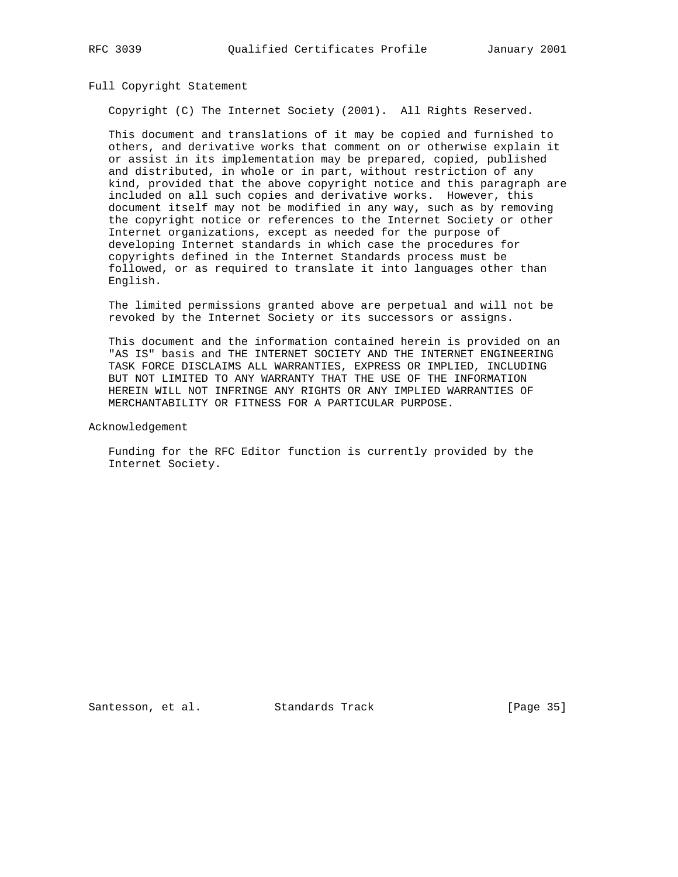## Full Copyright Statement

Copyright (C) The Internet Society (2001). All Rights Reserved.

This document and translations of it may be copied and furnished to others, and derivative works that comment on or otherwise explain it or assist in its implementation may be prepared, copied, published and distributed, in whole or in part, without restriction of any kind, provided that the above copyright notice and this paragraph are included on all such copies and derivative works. However, this document itself may not be modified in any way, such as by removing the copyright notice or references to the Internet Society or other Internet organizations, except as needed for the purpose of developing Internet standards in which case the procedures for copyrights defined in the Internet Standards process must be followed, or as required to translate it into languages other than English.

The limited permissions granted above are perpetual and will not be revoked by the Internet Society or its successors or assigns.

This document and the information contained herein is provided on an "AS IS" basis and THE INTERNET SOCIETY AND THE INTERNET ENGINEERING TASK FORCE DISCLAIMS ALL WARRANTIES, EXPRESS OR IMPLIED, INCLUDING BUT NOT LIMITED TO ANY WARRANTY THAT THE USE OF THE INFORMATION HEREIN WILL NOT INFRINGE ANY RIGHTS OR ANY IMPLIED WARRANTIES OF MERCHANTABILITY OR FITNESS FOR A PARTICULAR PURPOSE.

## Acknowledgement

Funding for the RFC Editor function is currently provided by the Internet Society.